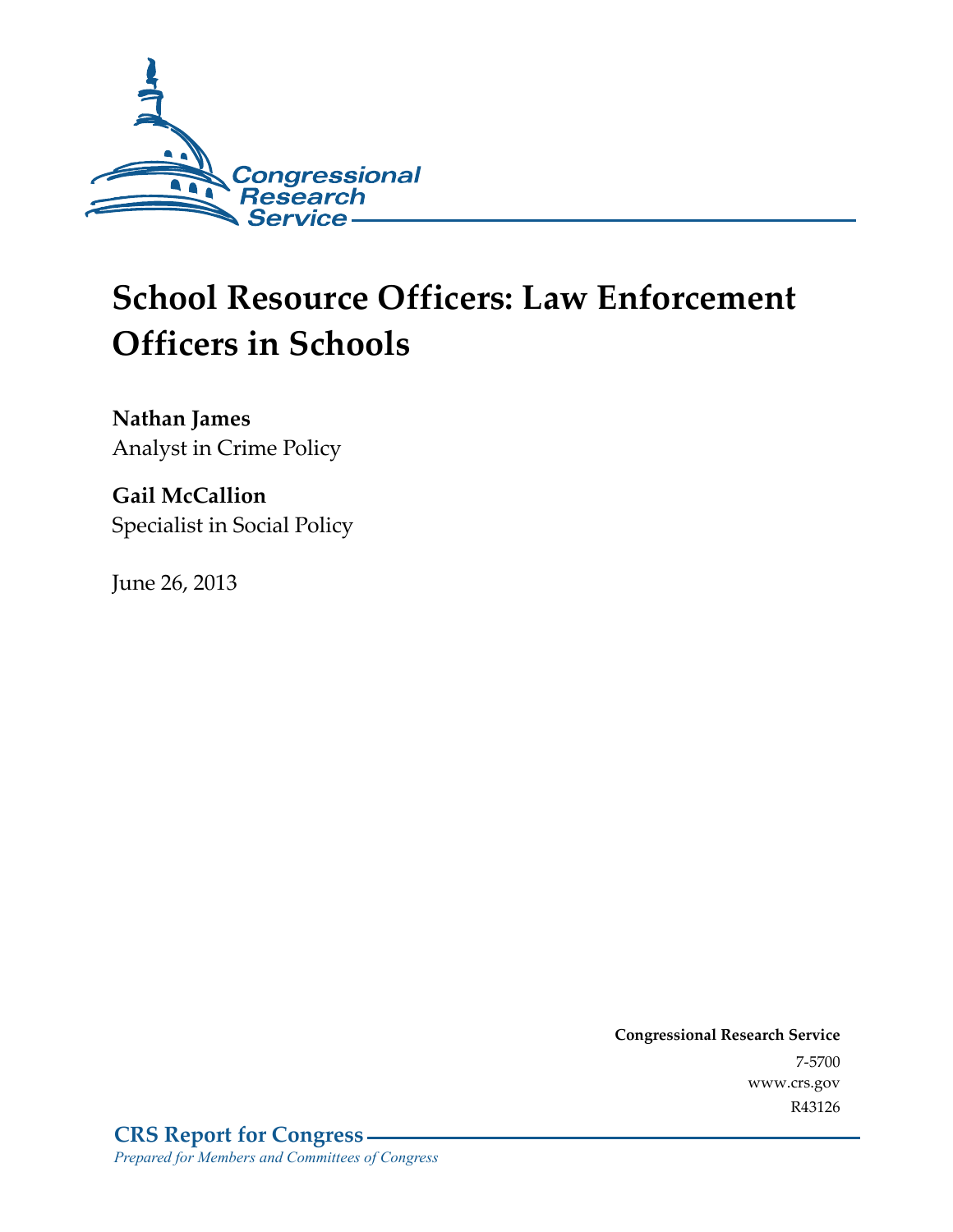Congressional Research Service

# School Resource Officers: Law Enforcement Officers in Schools

**Nathan James**
Analyst in Crime Policy

**Gail McCallion**
Specialist in Social Policy

June 26, 2013

**Congressional Research Service**
7-5700
www.crs.gov
R43126

**CRS Report for Congress**
*Prepared for Members and Committees of Congress*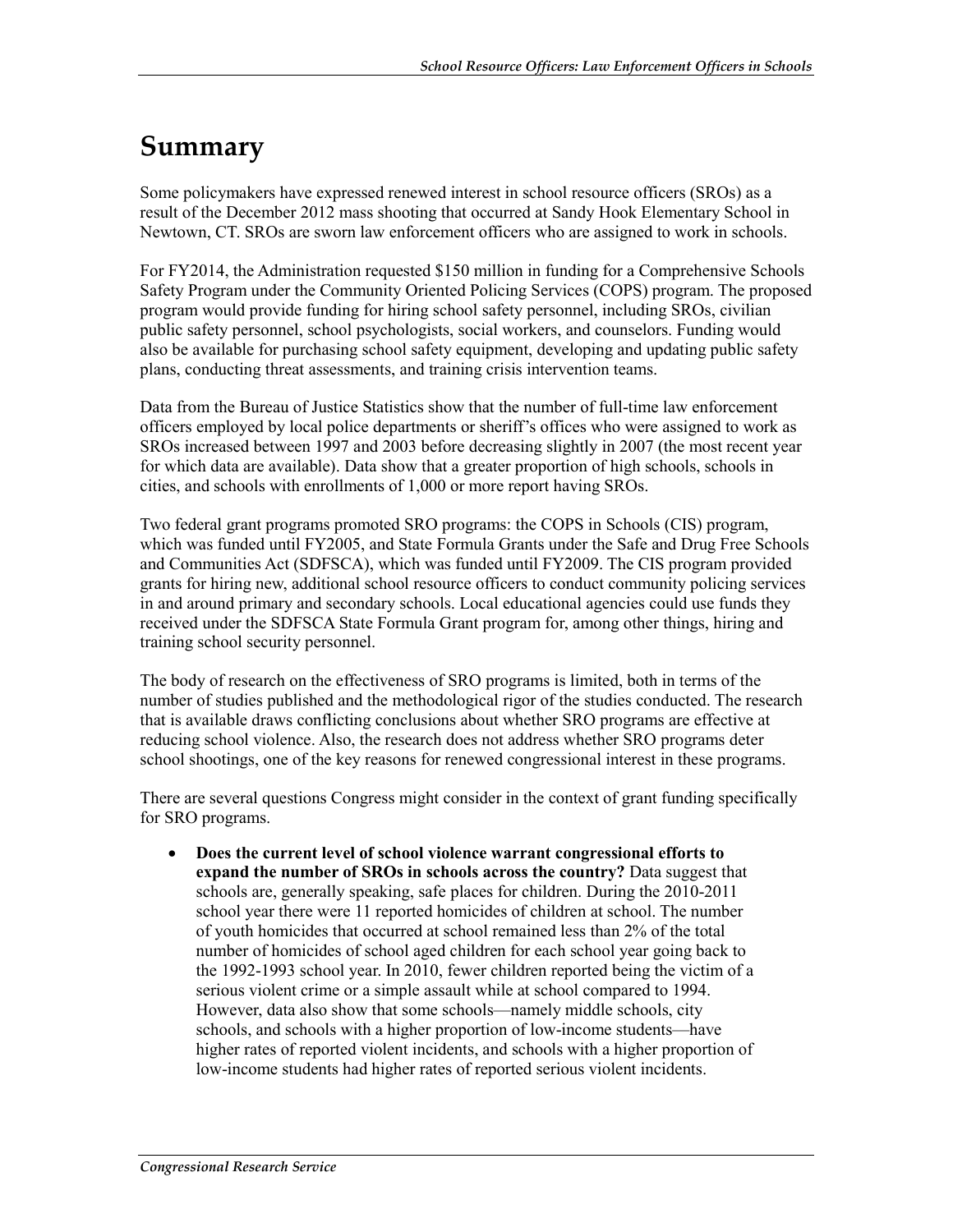# Summary

Some policymakers have expressed renewed interest in school resource officers (SROs) as a result of the December 2012 mass shooting that occurred at Sandy Hook Elementary School in Newtown, CT. SROs are sworn law enforcement officers who are assigned to work in schools.

For FY2014, the Administration requested $150 million in funding for a Comprehensive Schools Safety Program under the Community Oriented Policing Services (COPS) program. The proposed program would provide funding for hiring school safety personnel, including SROs, civilian public safety personnel, school psychologists, social workers, and counselors. Funding would also be available for purchasing school safety equipment, developing and updating public safety plans, conducting threat assessments, and training crisis intervention teams.

Data from the Bureau of Justice Statistics show that the number of full-time law enforcement officers employed by local police departments or sheriff's offices who were assigned to work as SROs increased between 1997 and 2003 before decreasing slightly in 2007 (the most recent year for which data are available). Data show that a greater proportion of high schools, schools in cities, and schools with enrollments of 1,000 or more report having SROs.

Two federal grant programs promoted SRO programs: the COPS in Schools (CIS) program, which was funded until FY2005, and State Formula Grants under the Safe and Drug Free Schools and Communities Act (SDFSCA), which was funded until FY2009. The CIS program provided grants for hiring new, additional school resource officers to conduct community policing services in and around primary and secondary schools. Local educational agencies could use funds they received under the SDFSCA State Formula Grant program for, among other things, hiring and training school security personnel.

The body of research on the effectiveness of SRO programs is limited, both in terms of the number of studies published and the methodological rigor of the studies conducted. The research that is available draws conflicting conclusions about whether SRO programs are effective at reducing school violence. Also, the research does not address whether SRO programs deter school shootings, one of the key reasons for renewed congressional interest in these programs.

There are several questions Congress might consider in the context of grant funding specifically for SRO programs.

- **Does the current level of school violence warrant congressional efforts to expand the number of SROs in schools across the country?** Data suggest that schools are, generally speaking, safe places for children. During the 2010-2011 school year there were 11 reported homicides of children at school. The number of youth homicides that occurred at school remained less than 2% of the total number of homicides of school aged children for each school year going back to the 1992-1993 school year. In 2010, fewer children reported being the victim of a serious violent crime or a simple assault while at school compared to 1994. However, data also show that some schools—namely middle schools, city schools, and schools with a higher proportion of low-income students—have higher rates of reported violent incidents, and schools with a higher proportion of low-income students had higher rates of reported serious violent incidents.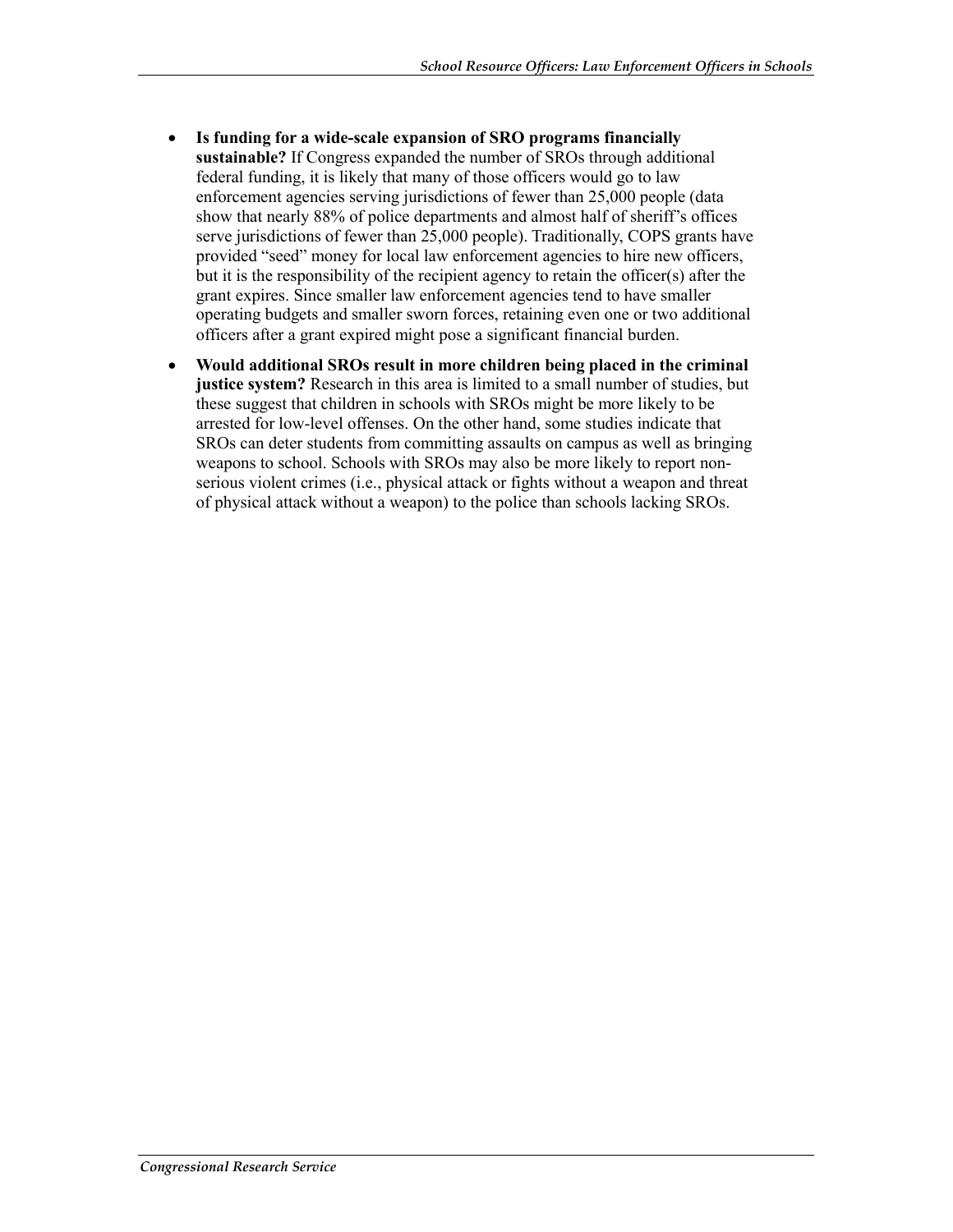- **Is funding for a wide-scale expansion of SRO programs financially sustainable?** If Congress expanded the number of SROs through additional federal funding, it is likely that many of those officers would go to law enforcement agencies serving jurisdictions of fewer than 25,000 people (data show that nearly 88% of police departments and almost half of sheriff's offices serve jurisdictions of fewer than 25,000 people). Traditionally, COPS grants have provided "seed" money for local law enforcement agencies to hire new officers, but it is the responsibility of the recipient agency to retain the officer(s) after the grant expires. Since smaller law enforcement agencies tend to have smaller operating budgets and smaller sworn forces, retaining even one or two additional officers after a grant expired might pose a significant financial burden.
- **Would additional SROs result in more children being placed in the criminal justice system?** Research in this area is limited to a small number of studies, but these suggest that children in schools with SROs might be more likely to be arrested for low-level offenses. On the other hand, some studies indicate that SROs can deter students from committing assaults on campus as well as bringing weapons to school. Schools with SROs may also be more likely to report non-serious violent crimes (i.e., physical attack or fights without a weapon and threat of physical attack without a weapon) to the police than schools lacking SROs.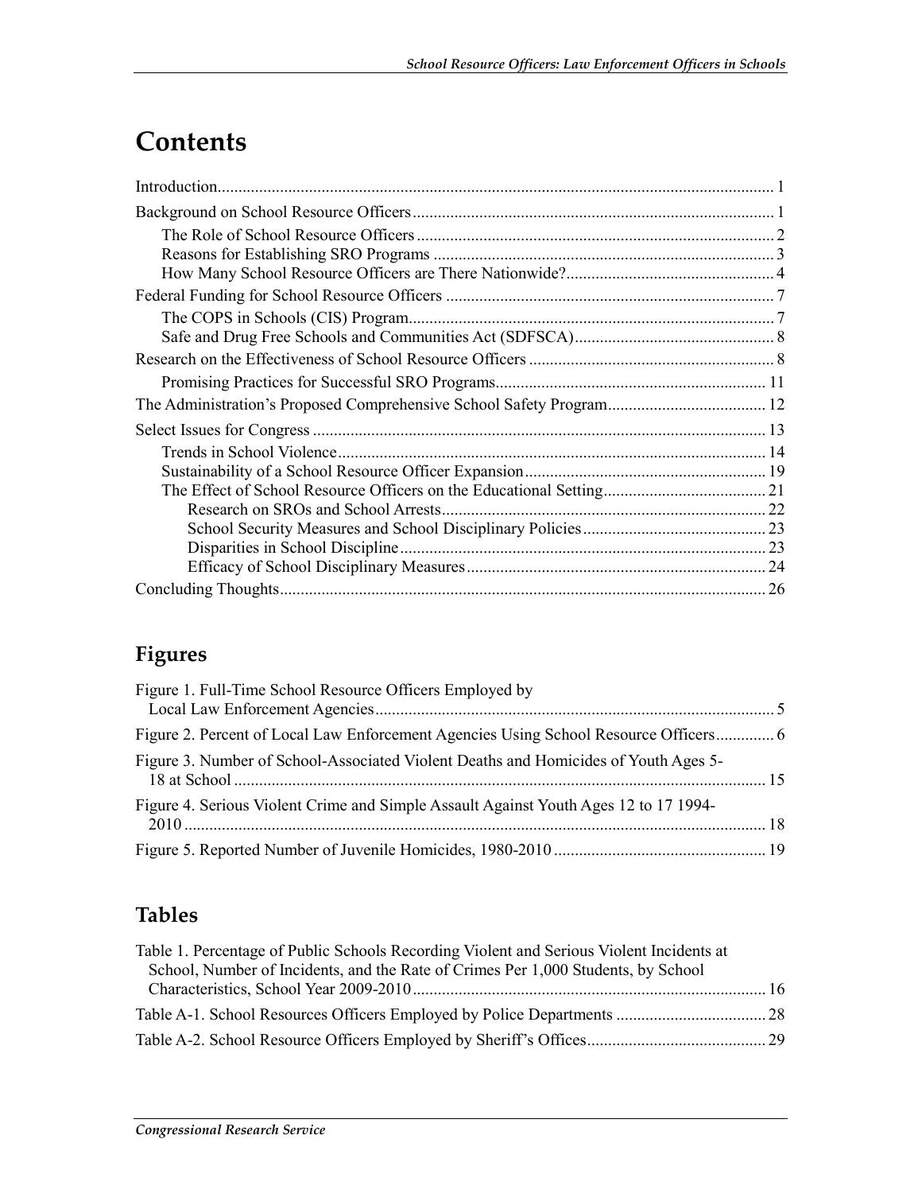# Contents

Introduction .... 1

Background on School Resource Officers .... 1

- The Role of School Resource Officers .... 2
- Reasons for Establishing SRO Programs .... 3
- How Many School Resource Officers are There Nationwide? .... 4

Federal Funding for School Resource Officers .... 7

- The COPS in Schools (CIS) Program .... 7
- Safe and Drug Free Schools and Communities Act (SDFSCA) .... 8

Research on the Effectiveness of School Resource Officers .... 8

- Promising Practices for Successful SRO Programs .... 11

The Administration's Proposed Comprehensive School Safety Program .... 12

Select Issues for Congress .... 13

- Trends in School Violence .... 14
- Sustainability of a School Resource Officer Expansion .... 19
- The Effect of School Resource Officers on the Educational Setting .... 21
  - Research on SROs and School Arrests .... 22
  - School Security Measures and School Disciplinary Policies .... 23
  - Disparities in School Discipline .... 23
  - Efficacy of School Disciplinary Measures .... 24

Concluding Thoughts .... 26

## Figures

Figure 1. Full-Time School Resource Officers Employed by Local Law Enforcement Agencies .... 5

Figure 2. Percent of Local Law Enforcement Agencies Using School Resource Officers .... 6

Figure 3. Number of School-Associated Violent Deaths and Homicides of Youth Ages 5-18 at School .... 15

Figure 4. Serious Violent Crime and Simple Assault Against Youth Ages 12 to 17 1994-2010 .... 18

Figure 5. Reported Number of Juvenile Homicides, 1980-2010 .... 19

## Tables

Table 1. Percentage of Public Schools Recording Violent and Serious Violent Incidents at School, Number of Incidents, and the Rate of Crimes Per 1,000 Students, by School Characteristics, School Year 2009-2010 .... 16

Table A-1. School Resources Officers Employed by Police Departments .... 28

Table A-2. School Resource Officers Employed by Sheriff's Offices .... 29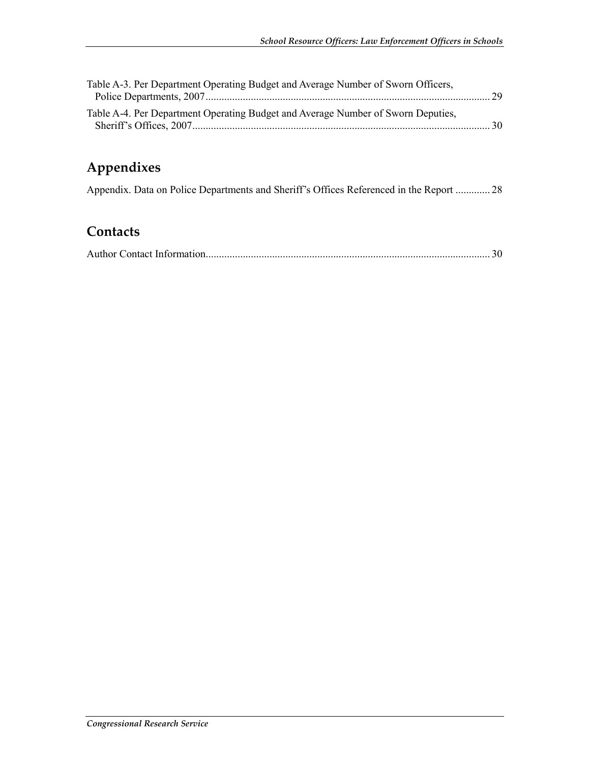Table A-3. Per Department Operating Budget and Average Number of Sworn Officers, Police Departments, 2007 ........................................................................................................... 29

Table A-4. Per Department Operating Budget and Average Number of Sworn Deputies, Sheriff's Offices, 2007 ................................................................................................................ 30

## Appendixes

Appendix. Data on Police Departments and Sheriff's Offices Referenced in the Report ............. 28

## Contacts

Author Contact Information........................................................................................................... 30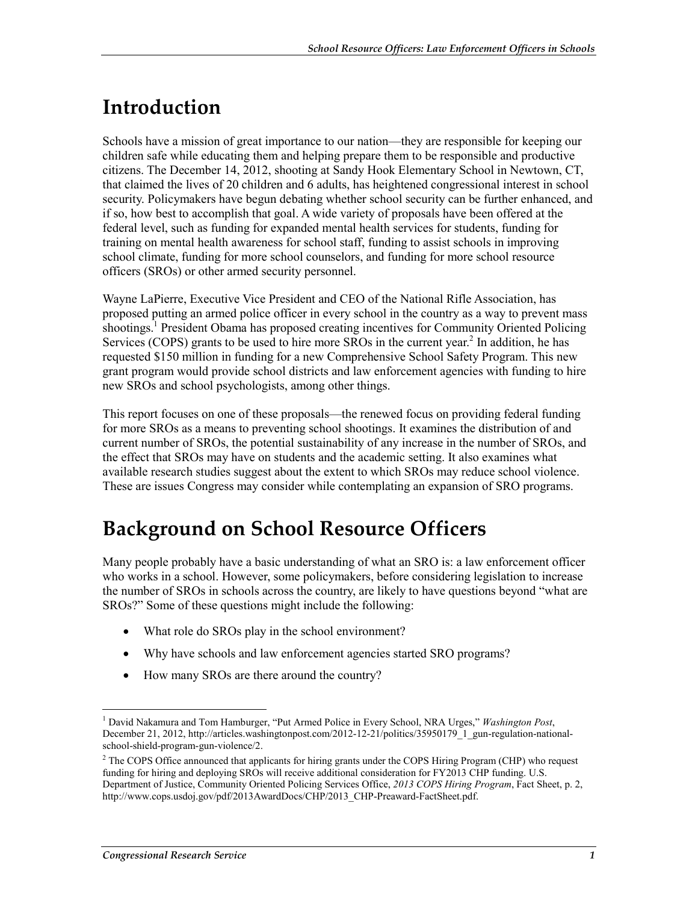# Introduction

Schools have a mission of great importance to our nation—they are responsible for keeping our children safe while educating them and helping prepare them to be responsible and productive citizens. The December 14, 2012, shooting at Sandy Hook Elementary School in Newtown, CT, that claimed the lives of 20 children and 6 adults, has heightened congressional interest in school security. Policymakers have begun debating whether school security can be further enhanced, and if so, how best to accomplish that goal. A wide variety of proposals have been offered at the federal level, such as funding for expanded mental health services for students, funding for training on mental health awareness for school staff, funding to assist schools in improving school climate, funding for more school counselors, and funding for more school resource officers (SROs) or other armed security personnel.

Wayne LaPierre, Executive Vice President and CEO of the National Rifle Association, has proposed putting an armed police officer in every school in the country as a way to prevent mass shootings.[1] President Obama has proposed creating incentives for Community Oriented Policing Services (COPS) grants to be used to hire more SROs in the current year.[2] In addition, he has requested $150 million in funding for a new Comprehensive School Safety Program. This new grant program would provide school districts and law enforcement agencies with funding to hire new SROs and school psychologists, among other things.

This report focuses on one of these proposals—the renewed focus on providing federal funding for more SROs as a means to preventing school shootings. It examines the distribution of and current number of SROs, the potential sustainability of any increase in the number of SROs, and the effect that SROs may have on students and the academic setting. It also examines what available research studies suggest about the extent to which SROs may reduce school violence. These are issues Congress may consider while contemplating an expansion of SRO programs.

# Background on School Resource Officers

Many people probably have a basic understanding of what an SRO is: a law enforcement officer who works in a school. However, some policymakers, before considering legislation to increase the number of SROs in schools across the country, are likely to have questions beyond "what are SROs?" Some of these questions might include the following:

- What role do SROs play in the school environment?
- Why have schools and law enforcement agencies started SRO programs?
- How many SROs are there around the country?

---

[1] David Nakamura and Tom Hamburger, "Put Armed Police in Every School, NRA Urges," *Washington Post*, December 21, 2012, http://articles.washingtonpost.com/2012-12-21/politics/35950179_1_gun-regulation-national-school-shield-program-gun-violence/2.

[2] The COPS Office announced that applicants for hiring grants under the COPS Hiring Program (CHP) who request funding for hiring and deploying SROs will receive additional consideration for FY2013 CHP funding. U.S. Department of Justice, Community Oriented Policing Services Office, *2013 COPS Hiring Program*, Fact Sheet, p. 2, http://www.cops.usdoj.gov/pdf/2013AwardDocs/CHP/2013_CHP-Preaward-FactSheet.pdf.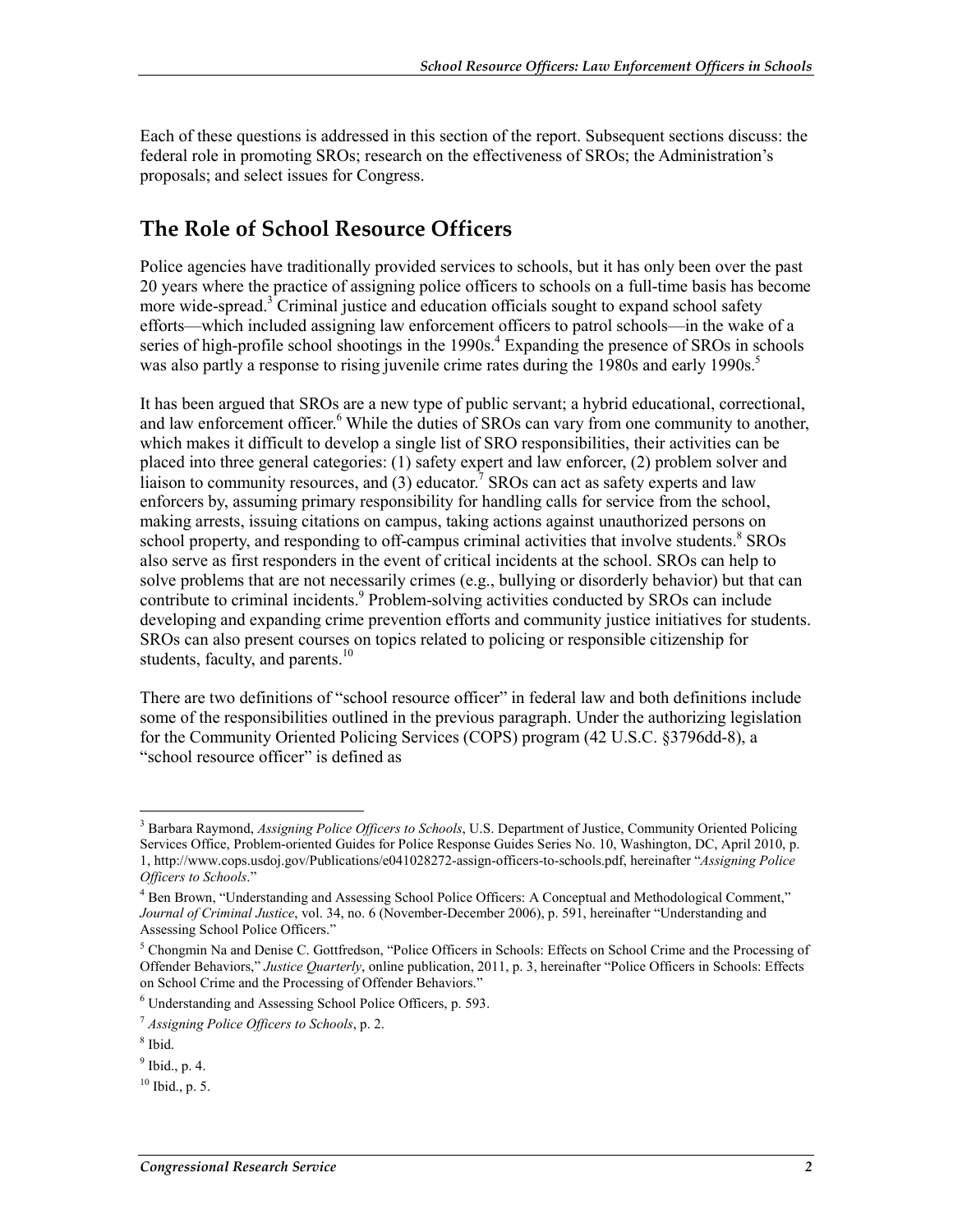Each of these questions is addressed in this section of the report. Subsequent sections discuss: the federal role in promoting SROs; research on the effectiveness of SROs; the Administration's proposals; and select issues for Congress.

## The Role of School Resource Officers

Police agencies have traditionally provided services to schools, but it has only been over the past 20 years where the practice of assigning police officers to schools on a full-time basis has become more wide-spread.[3] Criminal justice and education officials sought to expand school safety efforts—which included assigning law enforcement officers to patrol schools—in the wake of a series of high-profile school shootings in the 1990s.[4] Expanding the presence of SROs in schools was also partly a response to rising juvenile crime rates during the 1980s and early 1990s.[5]

It has been argued that SROs are a new type of public servant; a hybrid educational, correctional, and law enforcement officer.[6] While the duties of SROs can vary from one community to another, which makes it difficult to develop a single list of SRO responsibilities, their activities can be placed into three general categories: (1) safety expert and law enforcer, (2) problem solver and liaison to community resources, and (3) educator.[7] SROs can act as safety experts and law enforcers by, assuming primary responsibility for handling calls for service from the school, making arrests, issuing citations on campus, taking actions against unauthorized persons on school property, and responding to off-campus criminal activities that involve students.[8] SROs also serve as first responders in the event of critical incidents at the school. SROs can help to solve problems that are not necessarily crimes (e.g., bullying or disorderly behavior) but that can contribute to criminal incidents.[9] Problem-solving activities conducted by SROs can include developing and expanding crime prevention efforts and community justice initiatives for students. SROs can also present courses on topics related to policing or responsible citizenship for students, faculty, and parents.[10]

There are two definitions of "school resource officer" in federal law and both definitions include some of the responsibilities outlined in the previous paragraph. Under the authorizing legislation for the Community Oriented Policing Services (COPS) program (42 U.S.C. §3796dd-8), a "school resource officer" is defined as

---

[3] Barbara Raymond, *Assigning Police Officers to Schools*, U.S. Department of Justice, Community Oriented Policing Services Office, Problem-oriented Guides for Police Response Guides Series No. 10, Washington, DC, April 2010, p. 1, http://www.cops.usdoj.gov/Publications/e041028272-assign-officers-to-schools.pdf, hereinafter "*Assigning Police Officers to Schools*."

[4] Ben Brown, "Understanding and Assessing School Police Officers: A Conceptual and Methodological Comment," *Journal of Criminal Justice*, vol. 34, no. 6 (November-December 2006), p. 591, hereinafter "Understanding and Assessing School Police Officers."

[5] Chongmin Na and Denise C. Gottfredson, "Police Officers in Schools: Effects on School Crime and the Processing of Offender Behaviors," *Justice Quarterly*, online publication, 2011, p. 3, hereinafter "Police Officers in Schools: Effects on School Crime and the Processing of Offender Behaviors."

[6] Understanding and Assessing School Police Officers, p. 593.

[7] *Assigning Police Officers to Schools*, p. 2.

[8] Ibid.

[9] Ibid., p. 4.

[10] Ibid., p. 5.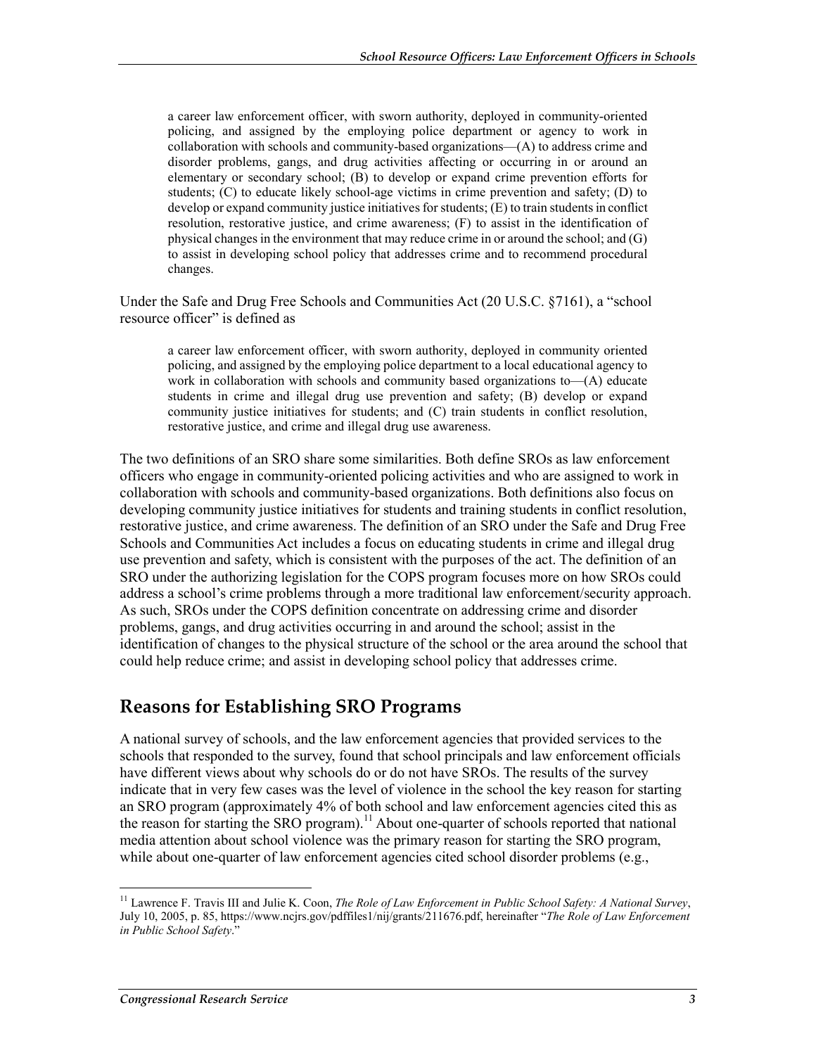> a career law enforcement officer, with sworn authority, deployed in community-oriented policing, and assigned by the employing police department or agency to work in collaboration with schools and community-based organizations—(A) to address crime and disorder problems, gangs, and drug activities affecting or occurring in or around an elementary or secondary school; (B) to develop or expand crime prevention efforts for students; (C) to educate likely school-age victims in crime prevention and safety; (D) to develop or expand community justice initiatives for students; (E) to train students in conflict resolution, restorative justice, and crime awareness; (F) to assist in the identification of physical changes in the environment that may reduce crime in or around the school; and (G) to assist in developing school policy that addresses crime and to recommend procedural changes.

Under the Safe and Drug Free Schools and Communities Act (20 U.S.C. §7161), a "school resource officer" is defined as

> a career law enforcement officer, with sworn authority, deployed in community oriented policing, and assigned by the employing police department to a local educational agency to work in collaboration with schools and community based organizations to—(A) educate students in crime and illegal drug use prevention and safety; (B) develop or expand community justice initiatives for students; and (C) train students in conflict resolution, restorative justice, and crime and illegal drug use awareness.

The two definitions of an SRO share some similarities. Both define SROs as law enforcement officers who engage in community-oriented policing activities and who are assigned to work in collaboration with schools and community-based organizations. Both definitions also focus on developing community justice initiatives for students and training students in conflict resolution, restorative justice, and crime awareness. The definition of an SRO under the Safe and Drug Free Schools and Communities Act includes a focus on educating students in crime and illegal drug use prevention and safety, which is consistent with the purposes of the act. The definition of an SRO under the authorizing legislation for the COPS program focuses more on how SROs could address a school's crime problems through a more traditional law enforcement/security approach. As such, SROs under the COPS definition concentrate on addressing crime and disorder problems, gangs, and drug activities occurring in and around the school; assist in the identification of changes to the physical structure of the school or the area around the school that could help reduce crime; and assist in developing school policy that addresses crime.

## Reasons for Establishing SRO Programs

A national survey of schools, and the law enforcement agencies that provided services to the schools that responded to the survey, found that school principals and law enforcement officials have different views about why schools do or do not have SROs. The results of the survey indicate that in very few cases was the level of violence in the school the key reason for starting an SRO program (approximately 4% of both school and law enforcement agencies cited this as the reason for starting the SRO program).[11] About one-quarter of schools reported that national media attention about school violence was the primary reason for starting the SRO program, while about one-quarter of law enforcement agencies cited school disorder problems (e.g.,

[11] Lawrence F. Travis III and Julie K. Coon, *The Role of Law Enforcement in Public School Safety: A National Survey*, July 10, 2005, p. 85, https://www.ncjrs.gov/pdffiles1/nij/grants/211676.pdf, hereinafter "*The Role of Law Enforcement in Public School Safety*."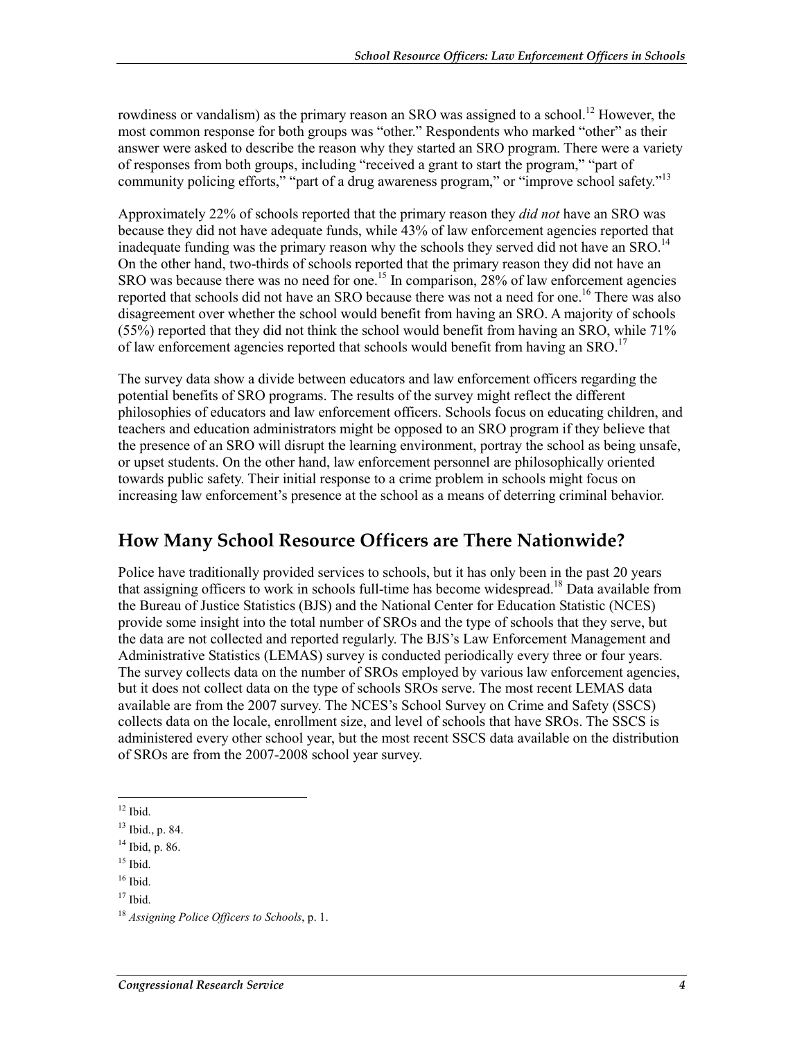rowdiness or vandalism) as the primary reason an SRO was assigned to a school.[12] However, the most common response for both groups was "other." Respondents who marked "other" as their answer were asked to describe the reason why they started an SRO program. There were a variety of responses from both groups, including "received a grant to start the program," "part of community policing efforts," "part of a drug awareness program," or "improve school safety."[13]

Approximately 22% of schools reported that the primary reason they *did not* have an SRO was because they did not have adequate funds, while 43% of law enforcement agencies reported that inadequate funding was the primary reason why the schools they served did not have an SRO.[14] On the other hand, two-thirds of schools reported that the primary reason they did not have an SRO was because there was no need for one.[15] In comparison, 28% of law enforcement agencies reported that schools did not have an SRO because there was not a need for one.[16] There was also disagreement over whether the school would benefit from having an SRO. A majority of schools (55%) reported that they did not think the school would benefit from having an SRO, while 71% of law enforcement agencies reported that schools would benefit from having an SRO.[17]

The survey data show a divide between educators and law enforcement officers regarding the potential benefits of SRO programs. The results of the survey might reflect the different philosophies of educators and law enforcement officers. Schools focus on educating children, and teachers and education administrators might be opposed to an SRO program if they believe that the presence of an SRO will disrupt the learning environment, portray the school as being unsafe, or upset students. On the other hand, law enforcement personnel are philosophically oriented towards public safety. Their initial response to a crime problem in schools might focus on increasing law enforcement's presence at the school as a means of deterring criminal behavior.

## How Many School Resource Officers are There Nationwide?

Police have traditionally provided services to schools, but it has only been in the past 20 years that assigning officers to work in schools full-time has become widespread.[18] Data available from the Bureau of Justice Statistics (BJS) and the National Center for Education Statistic (NCES) provide some insight into the total number of SROs and the type of schools that they serve, but the data are not collected and reported regularly. The BJS's Law Enforcement Management and Administrative Statistics (LEMAS) survey is conducted periodically every three or four years. The survey collects data on the number of SROs employed by various law enforcement agencies, but it does not collect data on the type of schools SROs serve. The most recent LEMAS data available are from the 2007 survey. The NCES's School Survey on Crime and Safety (SSCS) collects data on the locale, enrollment size, and level of schools that have SROs. The SSCS is administered every other school year, but the most recent SSCS data available on the distribution of SROs are from the 2007-2008 school year survey.

---

[12] Ibid.

[13] Ibid., p. 84.

[14] Ibid, p. 86.

[15] Ibid.

[16] Ibid.

[17] Ibid.

[18] *Assigning Police Officers to Schools*, p. 1.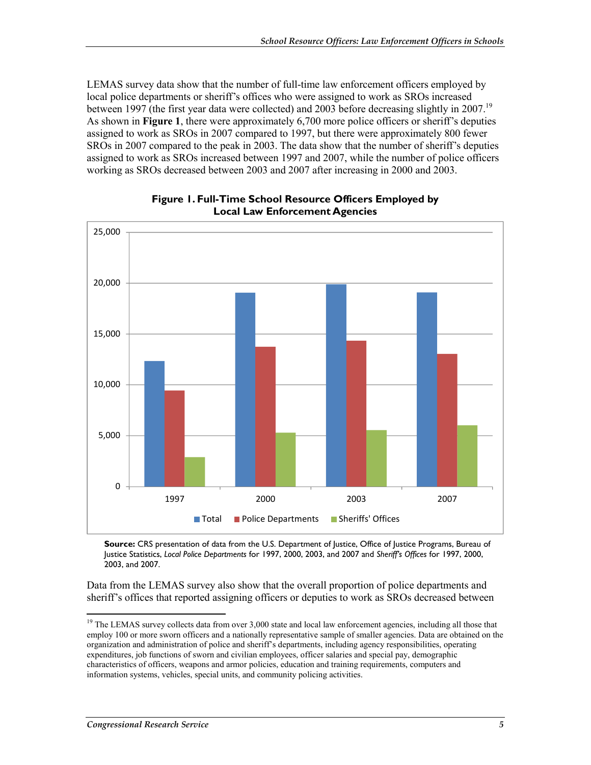LEMAS survey data show that the number of full-time law enforcement officers employed by local police departments or sheriff's offices who were assigned to work as SROs increased between 1997 (the first year data were collected) and 2003 before decreasing slightly in 2007.[19] As shown in **Figure 1**, there were approximately 6,700 more police officers or sheriff's deputies assigned to work as SROs in 2007 compared to 1997, but there were approximately 800 fewer SROs in 2007 compared to the peak in 2003. The data show that the number of sheriff's deputies assigned to work as SROs increased between 1997 and 2007, while the number of police officers working as SROs decreased between 2003 and 2007 after increasing in 2000 and 2003.

**Figure 1. Full-Time School Resource Officers Employed by Local Law Enforcement Agencies**

**Source:** CRS presentation of data from the U.S. Department of Justice, Office of Justice Programs, Bureau of Justice Statistics, *Local Police Departments* for 1997, 2000, 2003, and 2007 and *Sheriff's Offices* for 1997, 2000, 2003, and 2007.

Data from the LEMAS survey also show that the overall proportion of police departments and sheriff's offices that reported assigning officers or deputies to work as SROs decreased between

---

[19] The LEMAS survey collects data from over 3,000 state and local law enforcement agencies, including all those that employ 100 or more sworn officers and a nationally representative sample of smaller agencies. Data are obtained on the organization and administration of police and sheriff's departments, including agency responsibilities, operating expenditures, job functions of sworn and civilian employees, officer salaries and special pay, demographic characteristics of officers, weapons and armor policies, education and training requirements, computers and information systems, vehicles, special units, and community policing activities.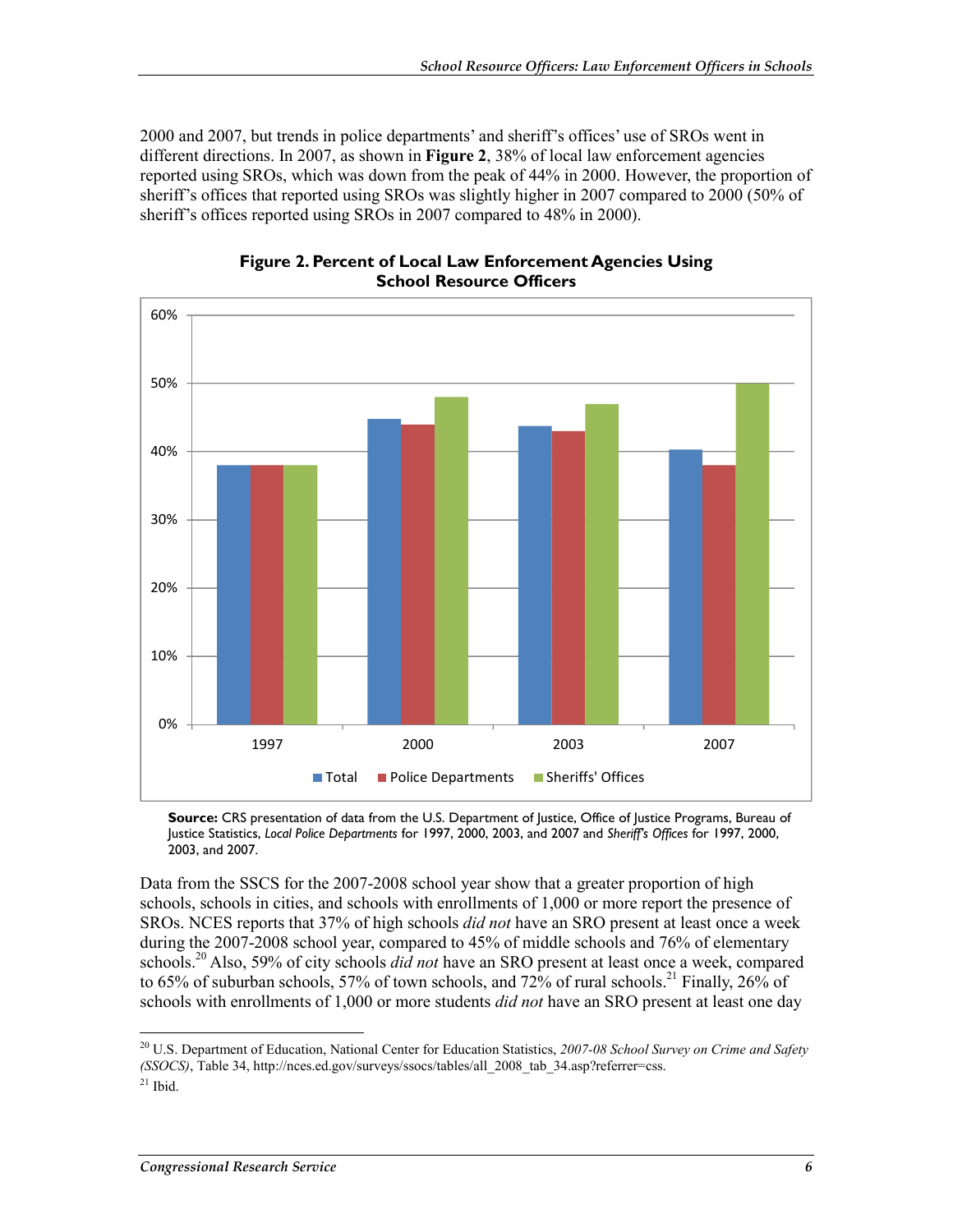2000 and 2007, but trends in police departments' and sheriff's offices' use of SROs went in different directions. In 2007, as shown in **Figure 2**, 38% of local law enforcement agencies reported using SROs, which was down from the peak of 44% in 2000. However, the proportion of sheriff's offices that reported using SROs was slightly higher in 2007 compared to 2000 (50% of sheriff's offices reported using SROs in 2007 compared to 48% in 2000).

**Figure 2. Percent of Local Law Enforcement Agencies Using School Resource Officers**

**Source:** CRS presentation of data from the U.S. Department of Justice, Office of Justice Programs, Bureau of Justice Statistics, *Local Police Departments* for 1997, 2000, 2003, and 2007 and *Sheriff's Offices* for 1997, 2000, 2003, and 2007.

Data from the SSCS for the 2007-2008 school year show that a greater proportion of high schools, schools in cities, and schools with enrollments of 1,000 or more report the presence of SROs. NCES reports that 37% of high schools *did not* have an SRO present at least once a week during the 2007-2008 school year, compared to 45% of middle schools and 76% of elementary schools.[20] Also, 59% of city schools *did not* have an SRO present at least once a week, compared to 65% of suburban schools, 57% of town schools, and 72% of rural schools.[21] Finally, 26% of schools with enrollments of 1,000 or more students *did not* have an SRO present at least one day

---

[20] U.S. Department of Education, National Center for Education Statistics, *2007-08 School Survey on Crime and Safety (SSOCS)*, Table 34, http://nces.ed.gov/surveys/ssocs/tables/all_2008_tab_34.asp?referrer=css.

[21] Ibid.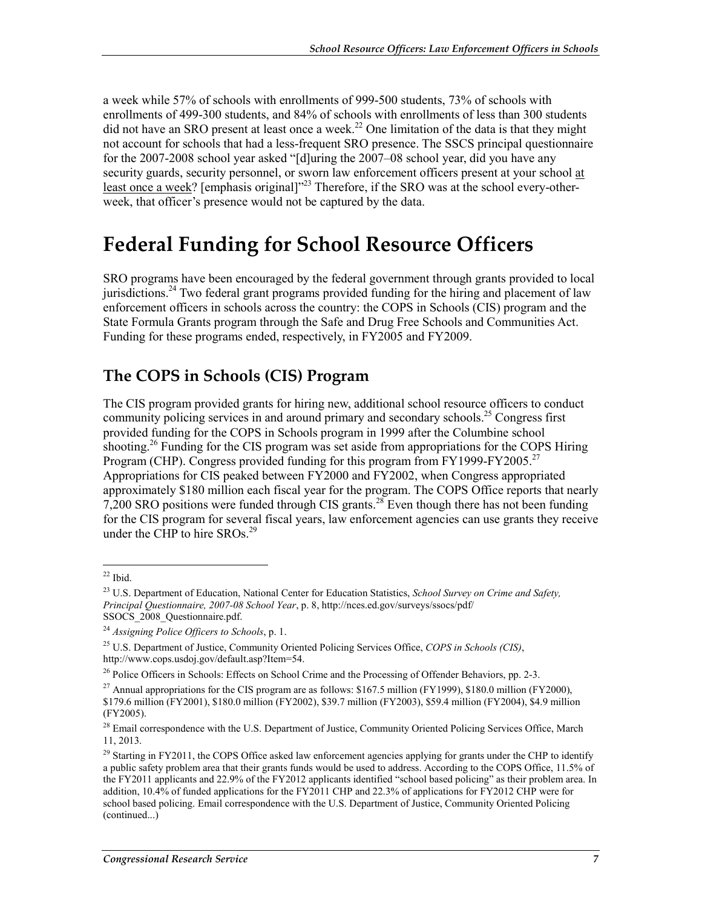a week while 57% of schools with enrollments of 999-500 students, 73% of schools with enrollments of 499-300 students, and 84% of schools with enrollments of less than 300 students did not have an SRO present at least once a week.[22] One limitation of the data is that they might not account for schools that had a less-frequent SRO presence. The SSCS principal questionnaire for the 2007-2008 school year asked "[d]uring the 2007–08 school year, did you have any security guards, security personnel, or sworn law enforcement officers present at your school <u>at least once a week</u>? [emphasis original]"[23] Therefore, if the SRO was at the school every-other-week, that officer's presence would not be captured by the data.

# Federal Funding for School Resource Officers

SRO programs have been encouraged by the federal government through grants provided to local jurisdictions.[24] Two federal grant programs provided funding for the hiring and placement of law enforcement officers in schools across the country: the COPS in Schools (CIS) program and the State Formula Grants program through the Safe and Drug Free Schools and Communities Act. Funding for these programs ended, respectively, in FY2005 and FY2009.

## The COPS in Schools (CIS) Program

The CIS program provided grants for hiring new, additional school resource officers to conduct community policing services in and around primary and secondary schools.[25] Congress first provided funding for the COPS in Schools program in 1999 after the Columbine school shooting.[26] Funding for the CIS program was set aside from appropriations for the COPS Hiring Program (CHP). Congress provided funding for this program from FY1999-FY2005.[27] Appropriations for CIS peaked between FY2000 and FY2002, when Congress appropriated approximately $180 million each fiscal year for the program. The COPS Office reports that nearly 7,200 SRO positions were funded through CIS grants.[28] Even though there has not been funding for the CIS program for several fiscal years, law enforcement agencies can use grants they receive under the CHP to hire SROs.[29]

---

[22] Ibid.

[23] U.S. Department of Education, National Center for Education Statistics, *School Survey on Crime and Safety, Principal Questionnaire, 2007-08 School Year*, p. 8, http://nces.ed.gov/surveys/ssocs/pdf/SSOCS_2008_Questionnaire.pdf.

[24] *Assigning Police Officers to Schools*, p. 1.

[25] U.S. Department of Justice, Community Oriented Policing Services Office, *COPS in Schools (CIS)*, http://www.cops.usdoj.gov/default.asp?Item=54.

[26] Police Officers in Schools: Effects on School Crime and the Processing of Offender Behaviors, pp. 2-3.

[27] Annual appropriations for the CIS program are as follows: $167.5 million (FY1999), $180.0 million (FY2000), $179.6 million (FY2001), $180.0 million (FY2002), $39.7 million (FY2003), $59.4 million (FY2004), $4.9 million (FY2005).

[28] Email correspondence with the U.S. Department of Justice, Community Oriented Policing Services Office, March 11, 2013.

[29] Starting in FY2011, the COPS Office asked law enforcement agencies applying for grants under the CHP to identify a public safety problem area that their grants funds would be used to address. According to the COPS Office, 11.5% of the FY2011 applicants and 22.9% of the FY2012 applicants identified "school based policing" as their problem area. In addition, 10.4% of funded applications for the FY2011 CHP and 22.3% of applications for FY2012 CHP were for school based policing. Email correspondence with the U.S. Department of Justice, Community Oriented Policing (continued...)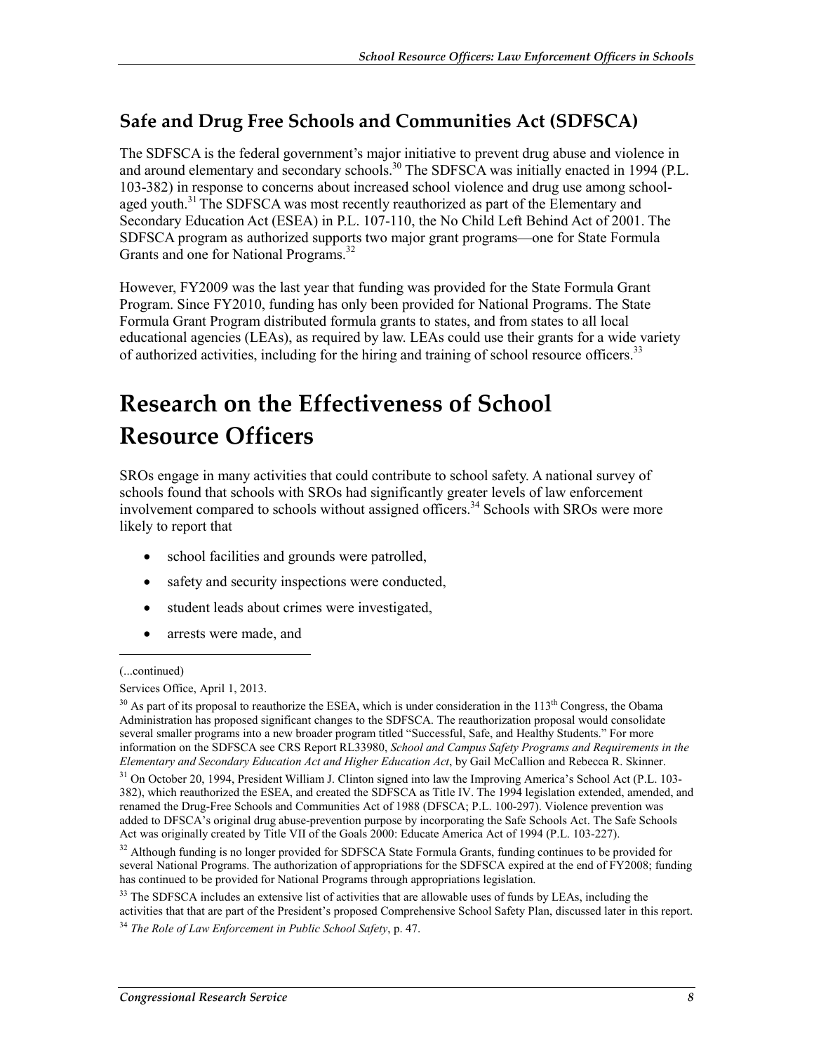## Safe and Drug Free Schools and Communities Act (SDFSCA)

The SDFSCA is the federal government's major initiative to prevent drug abuse and violence in and around elementary and secondary schools.[30] The SDFSCA was initially enacted in 1994 (P.L. 103-382) in response to concerns about increased school violence and drug use among school-aged youth.[31] The SDFSCA was most recently reauthorized as part of the Elementary and Secondary Education Act (ESEA) in P.L. 107-110, the No Child Left Behind Act of 2001. The SDFSCA program as authorized supports two major grant programs—one for State Formula Grants and one for National Programs.[32]

However, FY2009 was the last year that funding was provided for the State Formula Grant Program. Since FY2010, funding has only been provided for National Programs. The State Formula Grant Program distributed formula grants to states, and from states to all local educational agencies (LEAs), as required by law. LEAs could use their grants for a wide variety of authorized activities, including for the hiring and training of school resource officers.[33]

# Research on the Effectiveness of School Resource Officers

SROs engage in many activities that could contribute to school safety. A national survey of schools found that schools with SROs had significantly greater levels of law enforcement involvement compared to schools without assigned officers.[34] Schools with SROs were more likely to report that

- school facilities and grounds were patrolled,
- safety and security inspections were conducted,
- student leads about crimes were investigated,
- arrests were made, and

(...continued)

Services Office, April 1, 2013.

[30] As part of its proposal to reauthorize the ESEA, which is under consideration in the 113th Congress, the Obama Administration has proposed significant changes to the SDFSCA. The reauthorization proposal would consolidate several smaller programs into a new broader program titled "Successful, Safe, and Healthy Students." For more information on the SDFSCA see CRS Report RL33980, *School and Campus Safety Programs and Requirements in the Elementary and Secondary Education Act and Higher Education Act*, by Gail McCallion and Rebecca R. Skinner.

[31] On October 20, 1994, President William J. Clinton signed into law the Improving America's School Act (P.L. 103-382), which reauthorized the ESEA, and created the SDFSCA as Title IV. The 1994 legislation extended, amended, and renamed the Drug-Free Schools and Communities Act of 1988 (DFSCA; P.L. 100-297). Violence prevention was added to DFSCA's original drug abuse-prevention purpose by incorporating the Safe Schools Act. The Safe Schools Act was originally created by Title VII of the Goals 2000: Educate America Act of 1994 (P.L. 103-227).

[32] Although funding is no longer provided for SDFSCA State Formula Grants, funding continues to be provided for several National Programs. The authorization of appropriations for the SDFSCA expired at the end of FY2008; funding has continued to be provided for National Programs through appropriations legislation.

[33] The SDFSCA includes an extensive list of activities that are allowable uses of funds by LEAs, including the activities that that are part of the President's proposed Comprehensive School Safety Plan, discussed later in this report.

[34] *The Role of Law Enforcement in Public School Safety*, p. 47.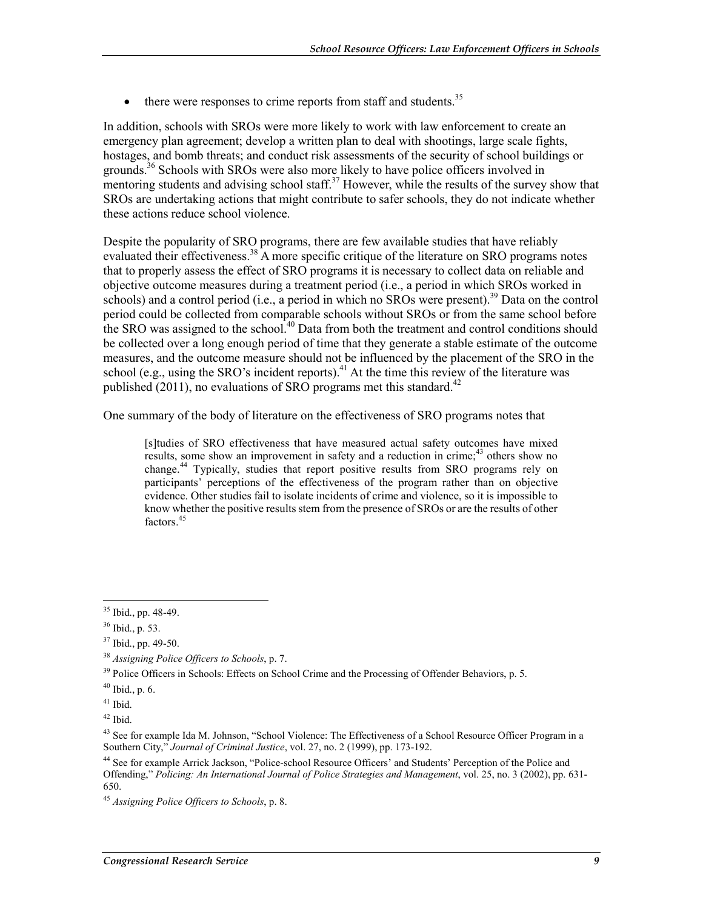- there were responses to crime reports from staff and students.[35]

In addition, schools with SROs were more likely to work with law enforcement to create an emergency plan agreement; develop a written plan to deal with shootings, large scale fights, hostages, and bomb threats; and conduct risk assessments of the security of school buildings or grounds.[36] Schools with SROs were also more likely to have police officers involved in mentoring students and advising school staff.[37] However, while the results of the survey show that SROs are undertaking actions that might contribute to safer schools, they do not indicate whether these actions reduce school violence.

Despite the popularity of SRO programs, there are few available studies that have reliably evaluated their effectiveness.[38] A more specific critique of the literature on SRO programs notes that to properly assess the effect of SRO programs it is necessary to collect data on reliable and objective outcome measures during a treatment period (i.e., a period in which SROs worked in schools) and a control period (i.e., a period in which no SROs were present).[39] Data on the control period could be collected from comparable schools without SROs or from the same school before the SRO was assigned to the school.[40] Data from both the treatment and control conditions should be collected over a long enough period of time that they generate a stable estimate of the outcome measures, and the outcome measure should not be influenced by the placement of the SRO in the school (e.g., using the SRO's incident reports).[41] At the time this review of the literature was published (2011), no evaluations of SRO programs met this standard.[42]

One summary of the body of literature on the effectiveness of SRO programs notes that

> [s]tudies of SRO effectiveness that have measured actual safety outcomes have mixed results, some show an improvement in safety and a reduction in crime;[43] others show no change.[44] Typically, studies that report positive results from SRO programs rely on participants' perceptions of the effectiveness of the program rather than on objective evidence. Other studies fail to isolate incidents of crime and violence, so it is impossible to know whether the positive results stem from the presence of SROs or are the results of other factors.[45]

---

[35] Ibid., pp. 48-49.

[36] Ibid., p. 53.

[37] Ibid., pp. 49-50.

[38] *Assigning Police Officers to Schools*, p. 7.

[39] Police Officers in Schools: Effects on School Crime and the Processing of Offender Behaviors, p. 5.

[40] Ibid., p. 6.

[41] Ibid.

[42] Ibid.

[43] See for example Ida M. Johnson, "School Violence: The Effectiveness of a School Resource Officer Program in a Southern City," *Journal of Criminal Justice*, vol. 27, no. 2 (1999), pp. 173-192.

[44] See for example Arrick Jackson, "Police-school Resource Officers' and Students' Perception of the Police and Offending," *Policing: An International Journal of Police Strategies and Management*, vol. 25, no. 3 (2002), pp. 631-650.

[45] *Assigning Police Officers to Schools*, p. 8.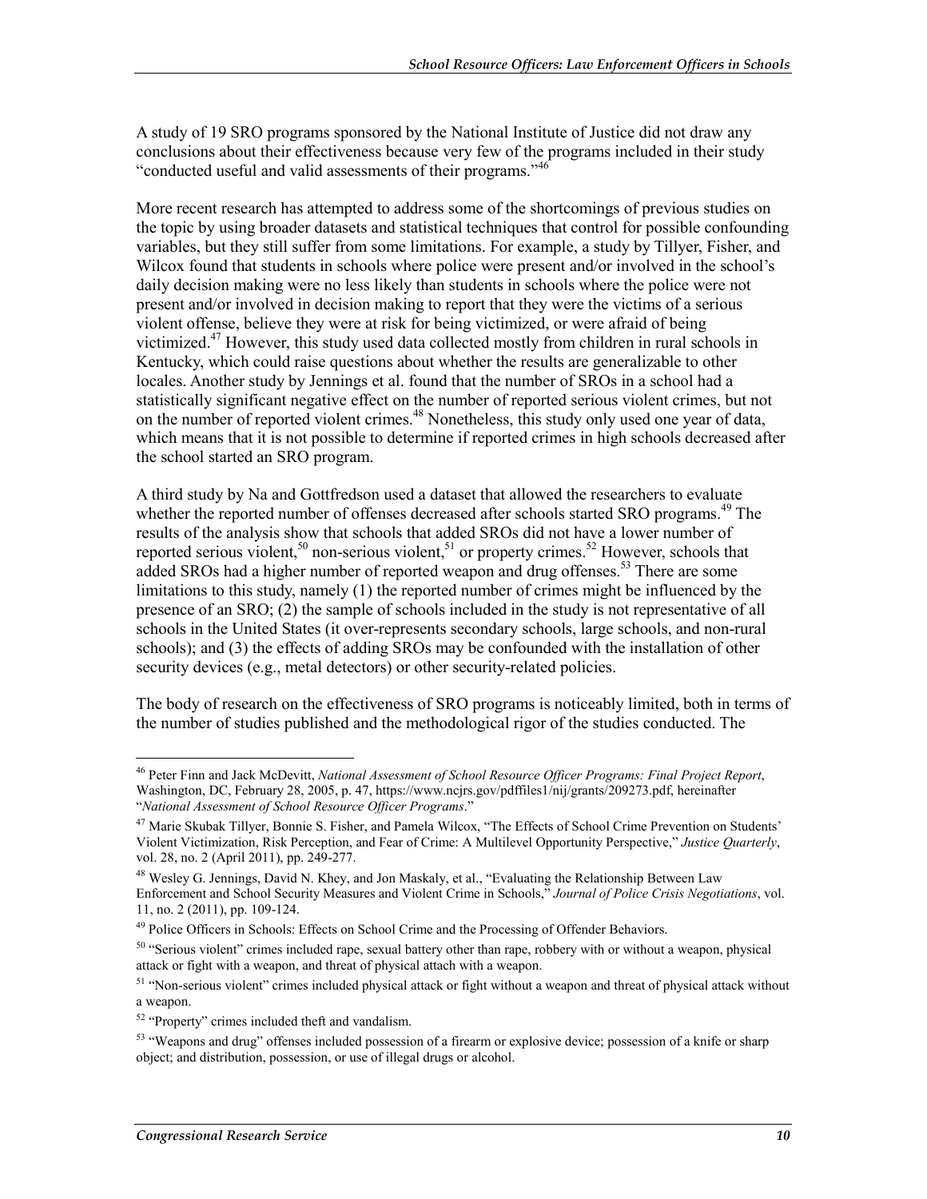A study of 19 SRO programs sponsored by the National Institute of Justice did not draw any conclusions about their effectiveness because very few of the programs included in their study "conducted useful and valid assessments of their programs."[46]

More recent research has attempted to address some of the shortcomings of previous studies on the topic by using broader datasets and statistical techniques that control for possible confounding variables, but they still suffer from some limitations. For example, a study by Tillyer, Fisher, and Wilcox found that students in schools where police were present and/or involved in the school's daily decision making were no less likely than students in schools where the police were not present and/or involved in decision making to report that they were the victims of a serious violent offense, believe they were at risk for being victimized, or were afraid of being victimized.[47] However, this study used data collected mostly from children in rural schools in Kentucky, which could raise questions about whether the results are generalizable to other locales. Another study by Jennings et al. found that the number of SROs in a school had a statistically significant negative effect on the number of reported serious violent crimes, but not on the number of reported violent crimes.[48] Nonetheless, this study only used one year of data, which means that it is not possible to determine if reported crimes in high schools decreased after the school started an SRO program.

A third study by Na and Gottfredson used a dataset that allowed the researchers to evaluate whether the reported number of offenses decreased after schools started SRO programs.[49] The results of the analysis show that schools that added SROs did not have a lower number of reported serious violent,[50] non-serious violent,[51] or property crimes.[52] However, schools that added SROs had a higher number of reported weapon and drug offenses.[53] There are some limitations to this study, namely (1) the reported number of crimes might be influenced by the presence of an SRO; (2) the sample of schools included in the study is not representative of all schools in the United States (it over-represents secondary schools, large schools, and non-rural schools); and (3) the effects of adding SROs may be confounded with the installation of other security devices (e.g., metal detectors) or other security-related policies.

The body of research on the effectiveness of SRO programs is noticeably limited, both in terms of the number of studies published and the methodological rigor of the studies conducted. The

---

[46] Peter Finn and Jack McDevitt, *National Assessment of School Resource Officer Programs: Final Project Report*, Washington, DC, February 28, 2005, p. 47, https://www.ncjrs.gov/pdffiles1/nij/grants/209273.pdf, hereinafter "*National Assessment of School Resource Officer Programs*."

[47] Marie Skubak Tillyer, Bonnie S. Fisher, and Pamela Wilcox, "The Effects of School Crime Prevention on Students' Violent Victimization, Risk Perception, and Fear of Crime: A Multilevel Opportunity Perspective," *Justice Quarterly*, vol. 28, no. 2 (April 2011), pp. 249-277.

[48] Wesley G. Jennings, David N. Khey, and Jon Maskaly, et al., "Evaluating the Relationship Between Law Enforcement and School Security Measures and Violent Crime in Schools," *Journal of Police Crisis Negotiations*, vol. 11, no. 2 (2011), pp. 109-124.

[49] Police Officers in Schools: Effects on School Crime and the Processing of Offender Behaviors.

[50] "Serious violent" crimes included rape, sexual battery other than rape, robbery with or without a weapon, physical attack or fight with a weapon, and threat of physical attach with a weapon.

[51] "Non-serious violent" crimes included physical attack or fight without a weapon and threat of physical attack without a weapon.

[52] "Property" crimes included theft and vandalism.

[53] "Weapons and drug" offenses included possession of a firearm or explosive device; possession of a knife or sharp object; and distribution, possession, or use of illegal drugs or alcohol.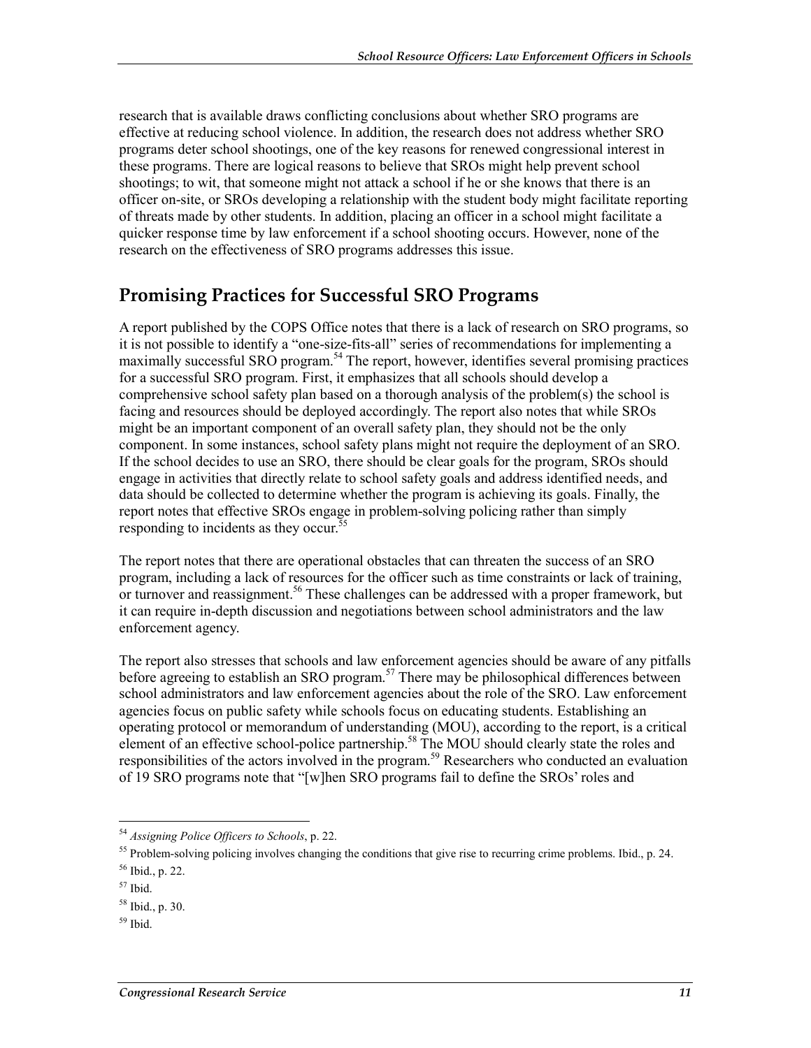research that is available draws conflicting conclusions about whether SRO programs are effective at reducing school violence. In addition, the research does not address whether SRO programs deter school shootings, one of the key reasons for renewed congressional interest in these programs. There are logical reasons to believe that SROs might help prevent school shootings; to wit, that someone might not attack a school if he or she knows that there is an officer on-site, or SROs developing a relationship with the student body might facilitate reporting of threats made by other students. In addition, placing an officer in a school might facilitate a quicker response time by law enforcement if a school shooting occurs. However, none of the research on the effectiveness of SRO programs addresses this issue.

## Promising Practices for Successful SRO Programs

A report published by the COPS Office notes that there is a lack of research on SRO programs, so it is not possible to identify a "one-size-fits-all" series of recommendations for implementing a maximally successful SRO program.[54] The report, however, identifies several promising practices for a successful SRO program. First, it emphasizes that all schools should develop a comprehensive school safety plan based on a thorough analysis of the problem(s) the school is facing and resources should be deployed accordingly. The report also notes that while SROs might be an important component of an overall safety plan, they should not be the only component. In some instances, school safety plans might not require the deployment of an SRO. If the school decides to use an SRO, there should be clear goals for the program, SROs should engage in activities that directly relate to school safety goals and address identified needs, and data should be collected to determine whether the program is achieving its goals. Finally, the report notes that effective SROs engage in problem-solving policing rather than simply responding to incidents as they occur.[55]

The report notes that there are operational obstacles that can threaten the success of an SRO program, including a lack of resources for the officer such as time constraints or lack of training, or turnover and reassignment.[56] These challenges can be addressed with a proper framework, but it can require in-depth discussion and negotiations between school administrators and the law enforcement agency.

The report also stresses that schools and law enforcement agencies should be aware of any pitfalls before agreeing to establish an SRO program.[57] There may be philosophical differences between school administrators and law enforcement agencies about the role of the SRO. Law enforcement agencies focus on public safety while schools focus on educating students. Establishing an operating protocol or memorandum of understanding (MOU), according to the report, is a critical element of an effective school-police partnership.[58] The MOU should clearly state the roles and responsibilities of the actors involved in the program.[59] Researchers who conducted an evaluation of 19 SRO programs note that "[w]hen SRO programs fail to define the SROs' roles and

---

[54] *Assigning Police Officers to Schools*, p. 22.

[55] Problem-solving policing involves changing the conditions that give rise to recurring crime problems. Ibid., p. 24.

[56] Ibid., p. 22.

[57] Ibid.

[58] Ibid., p. 30.

[59] Ibid.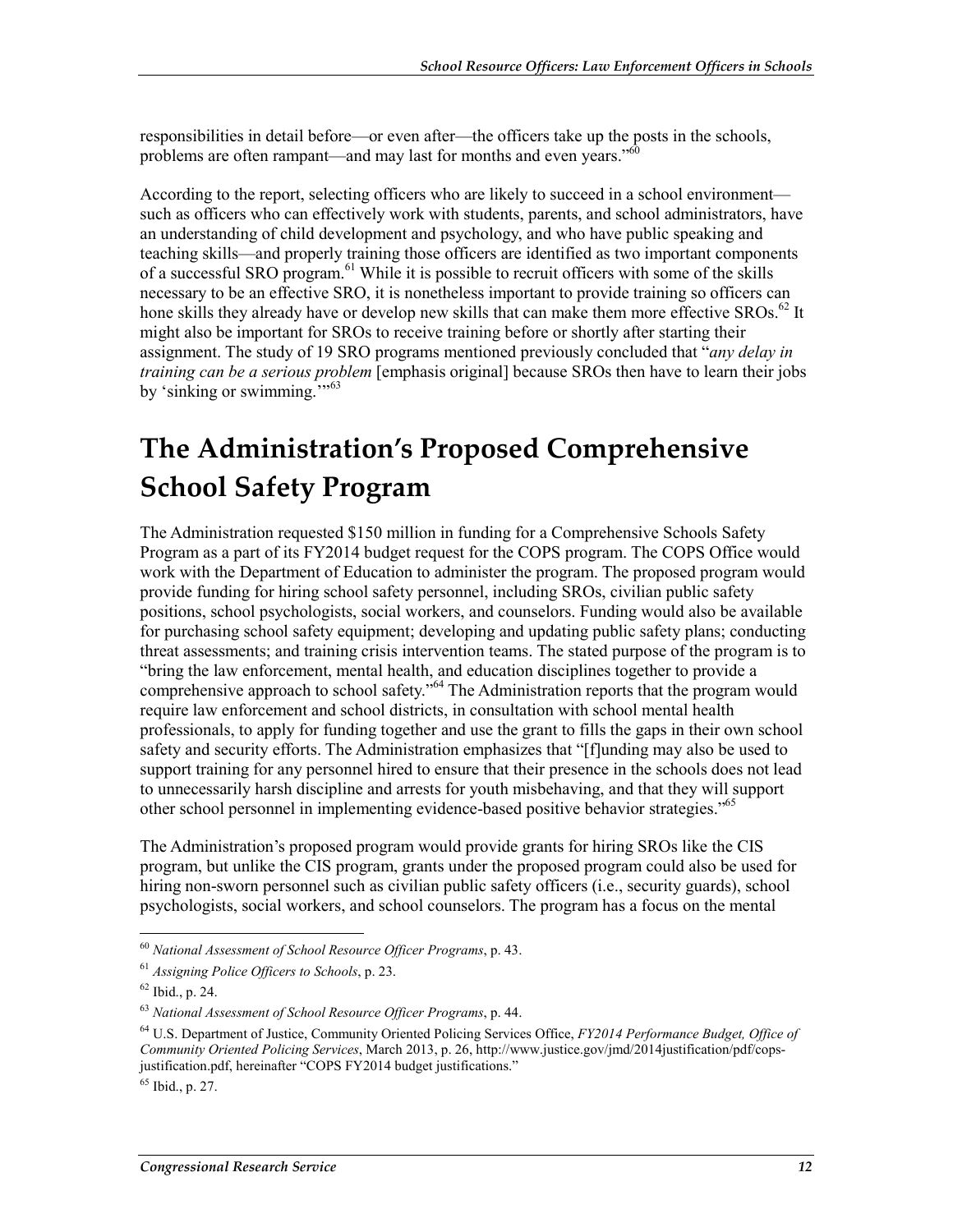responsibilities in detail before—or even after—the officers take up the posts in the schools, problems are often rampant—and may last for months and even years."[60]

According to the report, selecting officers who are likely to succeed in a school environment—such as officers who can effectively work with students, parents, and school administrators, have an understanding of child development and psychology, and who have public speaking and teaching skills—and properly training those officers are identified as two important components of a successful SRO program.[61] While it is possible to recruit officers with some of the skills necessary to be an effective SRO, it is nonetheless important to provide training so officers can hone skills they already have or develop new skills that can make them more effective SROs.[62] It might also be important for SROs to receive training before or shortly after starting their assignment. The study of 19 SRO programs mentioned previously concluded that "*any delay in training can be a serious problem* [emphasis original] because SROs then have to learn their jobs by 'sinking or swimming.'"[63]

# The Administration's Proposed Comprehensive School Safety Program

The Administration requested $150 million in funding for a Comprehensive Schools Safety Program as a part of its FY2014 budget request for the COPS program. The COPS Office would work with the Department of Education to administer the program. The proposed program would provide funding for hiring school safety personnel, including SROs, civilian public safety positions, school psychologists, social workers, and counselors. Funding would also be available for purchasing school safety equipment; developing and updating public safety plans; conducting threat assessments; and training crisis intervention teams. The stated purpose of the program is to "bring the law enforcement, mental health, and education disciplines together to provide a comprehensive approach to school safety."[64] The Administration reports that the program would require law enforcement and school districts, in consultation with school mental health professionals, to apply for funding together and use the grant to fills the gaps in their own school safety and security efforts. The Administration emphasizes that "[f]unding may also be used to support training for any personnel hired to ensure that their presence in the schools does not lead to unnecessarily harsh discipline and arrests for youth misbehaving, and that they will support other school personnel in implementing evidence-based positive behavior strategies."[65]

The Administration's proposed program would provide grants for hiring SROs like the CIS program, but unlike the CIS program, grants under the proposed program could also be used for hiring non-sworn personnel such as civilian public safety officers (i.e., security guards), school psychologists, social workers, and school counselors. The program has a focus on the mental

---

[60] *National Assessment of School Resource Officer Programs*, p. 43.

[61] *Assigning Police Officers to Schools*, p. 23.

[62] Ibid., p. 24.

[63] *National Assessment of School Resource Officer Programs*, p. 44.

[64] U.S. Department of Justice, Community Oriented Policing Services Office, *FY2014 Performance Budget, Office of Community Oriented Policing Services*, March 2013, p. 26, http://www.justice.gov/jmd/2014justification/pdf/cops-justification.pdf, hereinafter "COPS FY2014 budget justifications."

[65] Ibid., p. 27.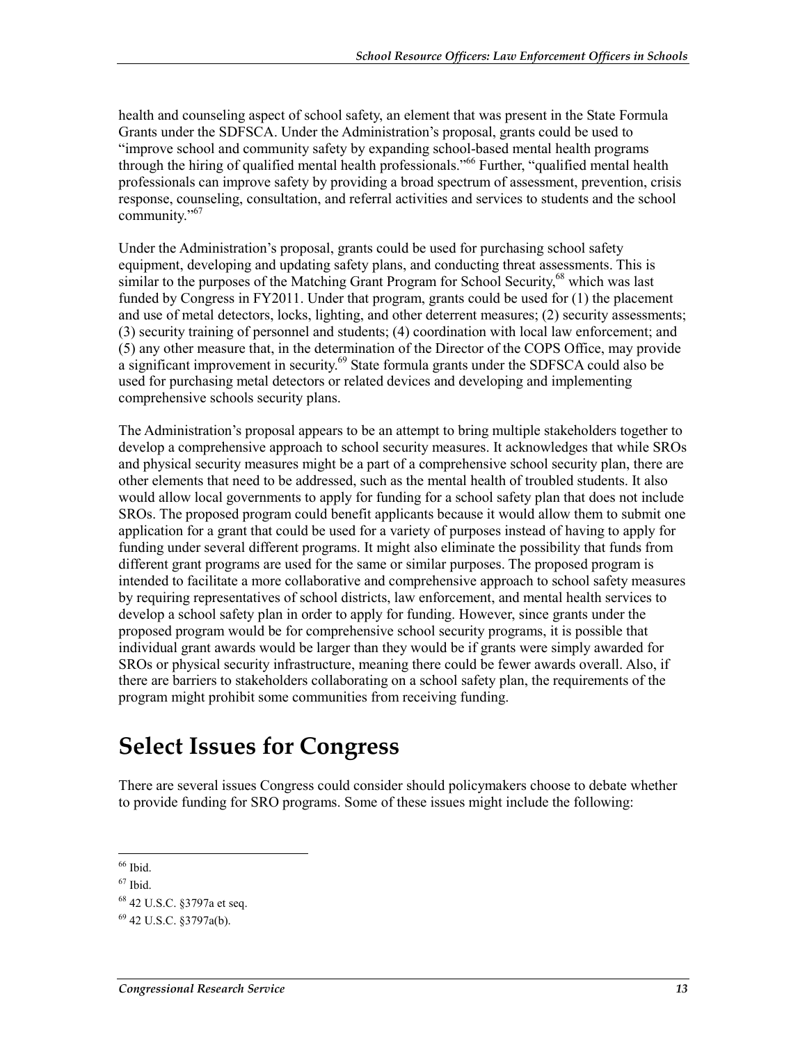health and counseling aspect of school safety, an element that was present in the State Formula Grants under the SDFSCA. Under the Administration's proposal, grants could be used to "improve school and community safety by expanding school-based mental health programs through the hiring of qualified mental health professionals."[66] Further, "qualified mental health professionals can improve safety by providing a broad spectrum of assessment, prevention, crisis response, counseling, consultation, and referral activities and services to students and the school community."[67]

Under the Administration's proposal, grants could be used for purchasing school safety equipment, developing and updating safety plans, and conducting threat assessments. This is similar to the purposes of the Matching Grant Program for School Security,[68] which was last funded by Congress in FY2011. Under that program, grants could be used for (1) the placement and use of metal detectors, locks, lighting, and other deterrent measures; (2) security assessments; (3) security training of personnel and students; (4) coordination with local law enforcement; and (5) any other measure that, in the determination of the Director of the COPS Office, may provide a significant improvement in security.[69] State formula grants under the SDFSCA could also be used for purchasing metal detectors or related devices and developing and implementing comprehensive schools security plans.

The Administration's proposal appears to be an attempt to bring multiple stakeholders together to develop a comprehensive approach to school security measures. It acknowledges that while SROs and physical security measures might be a part of a comprehensive school security plan, there are other elements that need to be addressed, such as the mental health of troubled students. It also would allow local governments to apply for funding for a school safety plan that does not include SROs. The proposed program could benefit applicants because it would allow them to submit one application for a grant that could be used for a variety of purposes instead of having to apply for funding under several different programs. It might also eliminate the possibility that funds from different grant programs are used for the same or similar purposes. The proposed program is intended to facilitate a more collaborative and comprehensive approach to school safety measures by requiring representatives of school districts, law enforcement, and mental health services to develop a school safety plan in order to apply for funding. However, since grants under the proposed program would be for comprehensive school security programs, it is possible that individual grant awards would be larger than they would be if grants were simply awarded for SROs or physical security infrastructure, meaning there could be fewer awards overall. Also, if there are barriers to stakeholders collaborating on a school safety plan, the requirements of the program might prohibit some communities from receiving funding.

# Select Issues for Congress

There are several issues Congress could consider should policymakers choose to debate whether to provide funding for SRO programs. Some of these issues might include the following:

---

[66] Ibid.

[67] Ibid.

[68] 42 U.S.C. §3797a et seq.

[69] 42 U.S.C. §3797a(b).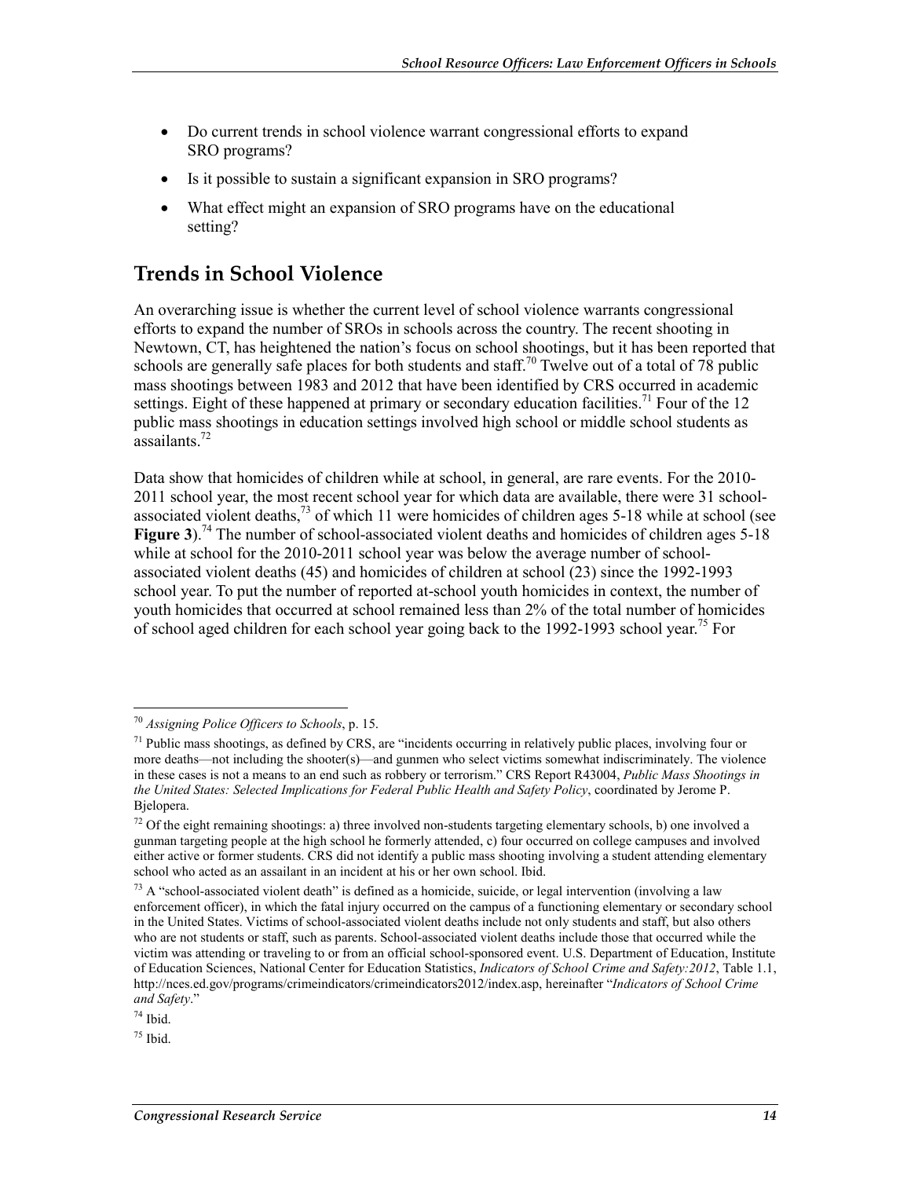- Do current trends in school violence warrant congressional efforts to expand SRO programs?
- Is it possible to sustain a significant expansion in SRO programs?
- What effect might an expansion of SRO programs have on the educational setting?

## Trends in School Violence

An overarching issue is whether the current level of school violence warrants congressional efforts to expand the number of SROs in schools across the country. The recent shooting in Newtown, CT, has heightened the nation's focus on school shootings, but it has been reported that schools are generally safe places for both students and staff.[70] Twelve out of a total of 78 public mass shootings between 1983 and 2012 that have been identified by CRS occurred in academic settings. Eight of these happened at primary or secondary education facilities.[71] Four of the 12 public mass shootings in education settings involved high school or middle school students as assailants.[72]

Data show that homicides of children while at school, in general, are rare events. For the 2010-2011 school year, the most recent school year for which data are available, there were 31 school-associated violent deaths,[73] of which 11 were homicides of children ages 5-18 while at school (see **Figure 3**).[74] The number of school-associated violent deaths and homicides of children ages 5-18 while at school for the 2010-2011 school year was below the average number of school-associated violent deaths (45) and homicides of children at school (23) since the 1992-1993 school year. To put the number of reported at-school youth homicides in context, the number of youth homicides that occurred at school remained less than 2% of the total number of homicides of school aged children for each school year going back to the 1992-1993 school year.[75] For

---

[70] *Assigning Police Officers to Schools*, p. 15.

[71] Public mass shootings, as defined by CRS, are "incidents occurring in relatively public places, involving four or more deaths—not including the shooter(s)—and gunmen who select victims somewhat indiscriminately. The violence in these cases is not a means to an end such as robbery or terrorism." CRS Report R43004, *Public Mass Shootings in the United States: Selected Implications for Federal Public Health and Safety Policy*, coordinated by Jerome P. Bjelopera.

[72] Of the eight remaining shootings: a) three involved non-students targeting elementary schools, b) one involved a gunman targeting people at the high school he formerly attended, c) four occurred on college campuses and involved either active or former students. CRS did not identify a public mass shooting involving a student attending elementary school who acted as an assailant in an incident at his or her own school. Ibid.

[73] A "school-associated violent death" is defined as a homicide, suicide, or legal intervention (involving a law enforcement officer), in which the fatal injury occurred on the campus of a functioning elementary or secondary school in the United States. Victims of school-associated violent deaths include not only students and staff, but also others who are not students or staff, such as parents. School-associated violent deaths include those that occurred while the victim was attending or traveling to or from an official school-sponsored event. U.S. Department of Education, Institute of Education Sciences, National Center for Education Statistics, *Indicators of School Crime and Safety:2012*, Table 1.1, http://nces.ed.gov/programs/crimeindicators/crimeindicators2012/index.asp, hereinafter "*Indicators of School Crime and Safety*."

[74] Ibid.

[75] Ibid.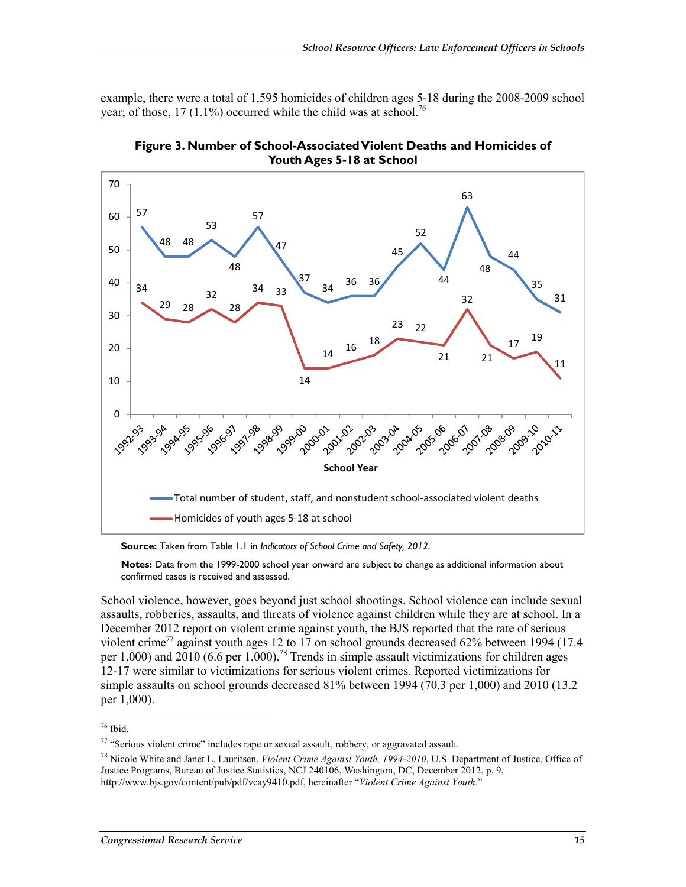example, there were a total of 1,595 homicides of children ages 5-18 during the 2008-2009 school year; of those, 17 (1.1%) occurred while the child was at school.[76]

**Figure 3. Number of School-Associated Violent Deaths and Homicides of Youth Ages 5-18 at School**

| School Year | Total number of student, staff, and nonstudent school-associated violent deaths | Homicides of youth ages 5-18 at school |
|---|---|---|
| 1992-93 | 57 | 34 |
| 1993-94 | 48 | 29 |
| 1994-95 | 48 | 28 |
| 1995-96 | 53 | 32 |
| 1996-97 | 48 | 28 |
| 1997-98 | 57 | 34 |
| 1998-99 | 47 | 33 |
| 1999-00 | 37 | 14 |
| 2000-01 | 34 | 14 |
| 2001-02 | 36 | 16 |
| 2002-03 | 36 | 18 |
| 2003-04 | 45 | 23 |
| 2004-05 | 52 | 22 |
| 2005-06 | 44 | 21 |
| 2006-07 | 63 | 32 |
| 2007-08 | 48 | 21 |
| 2008-09 | 44 | 17 |
| 2009-10 | 35 | 19 |
| 2010-11 | 31 | 11 |

**Source:** Taken from Table 1.1 in *Indicators of School Crime and Safety, 2012*.

**Notes:** Data from the 1999-2000 school year onward are subject to change as additional information about confirmed cases is received and assessed.

School violence, however, goes beyond just school shootings. School violence can include sexual assaults, robberies, assaults, and threats of violence against children while they are at school. In a December 2012 report on violent crime against youth, the BJS reported that the rate of serious violent crime[77] against youth ages 12 to 17 on school grounds decreased 62% between 1994 (17.4 per 1,000) and 2010 (6.6 per 1,000).[78] Trends in simple assault victimizations for children ages 12-17 were similar to victimizations for serious violent crimes. Reported victimizations for simple assaults on school grounds decreased 81% between 1994 (70.3 per 1,000) and 2010 (13.2 per 1,000).

---

[76] Ibid.

[77] "Serious violent crime" includes rape or sexual assault, robbery, or aggravated assault.

[78] Nicole White and Janet L. Lauritsen, *Violent Crime Against Youth, 1994-2010*, U.S. Department of Justice, Office of Justice Programs, Bureau of Justice Statistics, NCJ 240106, Washington, DC, December 2012, p. 9, http://www.bjs.gov/content/pub/pdf/vcay9410.pdf, hereinafter "*Violent Crime Against Youth.*"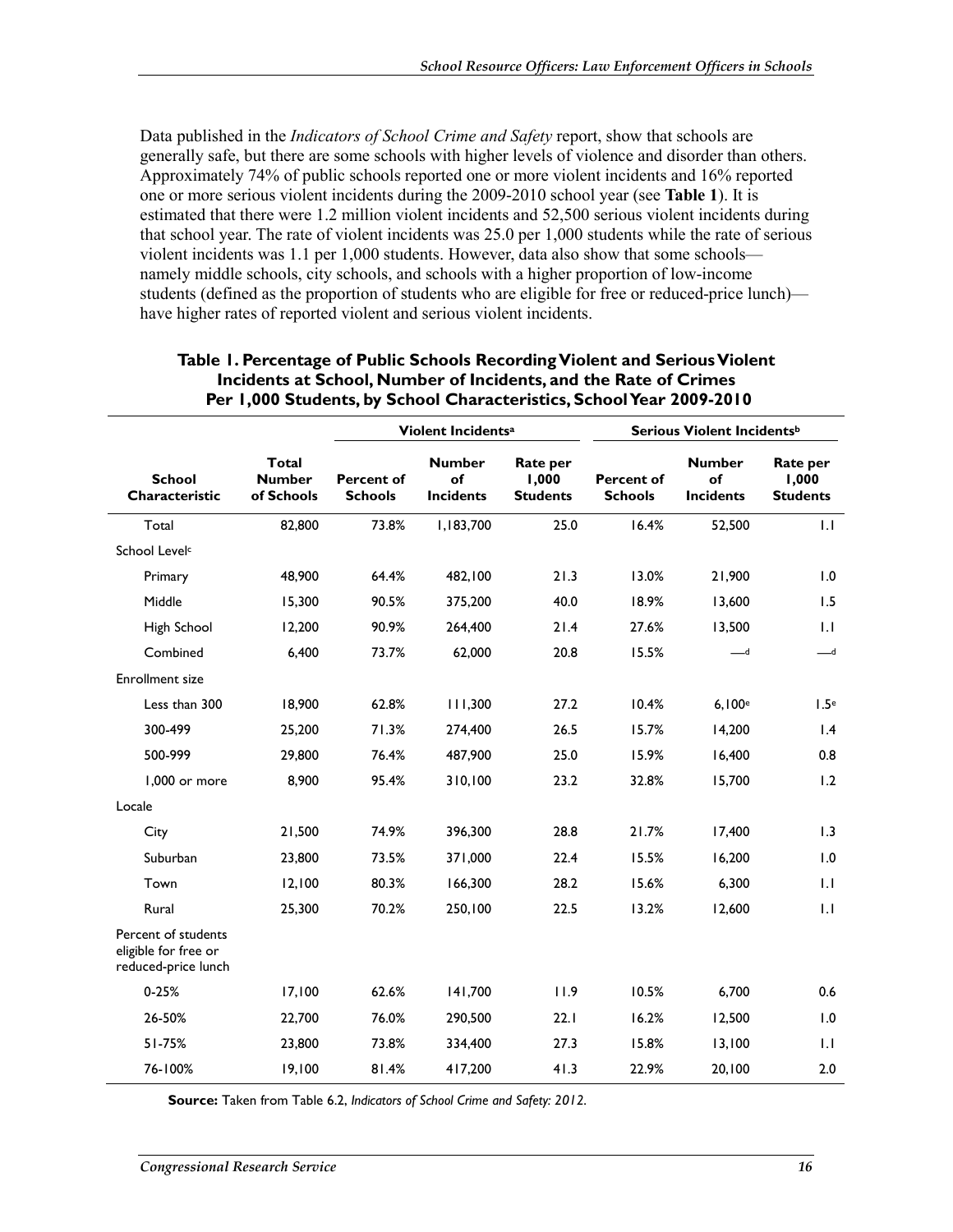Data published in the *Indicators of School Crime and Safety* report, show that schools are generally safe, but there are some schools with higher levels of violence and disorder than others. Approximately 74% of public schools reported one or more violent incidents and 16% reported one or more serious violent incidents during the 2009-2010 school year (see **Table 1**). It is estimated that there were 1.2 million violent incidents and 52,500 serious violent incidents during that school year. The rate of violent incidents was 25.0 per 1,000 students while the rate of serious violent incidents was 1.1 per 1,000 students. However, data also show that some schools—namely middle schools, city schools, and schools with a higher proportion of low-income students (defined as the proportion of students who are eligible for free or reduced-price lunch)—have higher rates of reported violent and serious violent incidents.

**Table 1. Percentage of Public Schools Recording Violent and Serious Violent Incidents at School, Number of Incidents, and the Rate of Crimes Per 1,000 Students, by School Characteristics, School Year 2009-2010**

| | | Violent Incidents[a] | | | Serious Violent Incidents[b] | | |
|---|---|---|---|---|---|---|---|
| School Characteristic | Total Number of Schools | Percent of Schools | Number of Incidents | Rate per 1,000 Students | Percent of Schools | Number of Incidents | Rate per 1,000 Students |
| Total | 82,800 | 73.8% | 1,183,700 | 25.0 | 16.4% | 52,500 | 1.1 |
| School Level[c] | | | | | | | |
| Primary | 48,900 | 64.4% | 482,100 | 21.3 | 13.0% | 21,900 | 1.0 |
| Middle | 15,300 | 90.5% | 375,200 | 40.0 | 18.9% | 13,600 | 1.5 |
| High School | 12,200 | 90.9% | 264,400 | 21.4 | 27.6% | 13,500 | 1.1 |
| Combined | 6,400 | 73.7% | 62,000 | 20.8 | 15.5% | —[d] | —[d] |
| Enrollment size | | | | | | | |
| Less than 300 | 18,900 | 62.8% | 111,300 | 27.2 | 10.4% | 6,100[e] | 1.5[e] |
| 300-499 | 25,200 | 71.3% | 274,400 | 26.5 | 15.7% | 14,200 | 1.4 |
| 500-999 | 29,800 | 76.4% | 487,900 | 25.0 | 15.9% | 16,400 | 0.8 |
| 1,000 or more | 8,900 | 95.4% | 310,100 | 23.2 | 32.8% | 15,700 | 1.2 |
| Locale | | | | | | | |
| City | 21,500 | 74.9% | 396,300 | 28.8 | 21.7% | 17,400 | 1.3 |
| Suburban | 23,800 | 73.5% | 371,000 | 22.4 | 15.5% | 16,200 | 1.0 |
| Town | 12,100 | 80.3% | 166,300 | 28.2 | 15.6% | 6,300 | 1.1 |
| Rural | 25,300 | 70.2% | 250,100 | 22.5 | 13.2% | 12,600 | 1.1 |
| Percent of students eligible for free or reduced-price lunch | | | | | | | |
| 0-25% | 17,100 | 62.6% | 141,700 | 11.9 | 10.5% | 6,700 | 0.6 |
| 26-50% | 22,700 | 76.0% | 290,500 | 22.1 | 16.2% | 12,500 | 1.0 |
| 51-75% | 23,800 | 73.8% | 334,400 | 27.3 | 15.8% | 13,100 | 1.1 |
| 76-100% | 19,100 | 81.4% | 417,200 | 41.3 | 22.9% | 20,100 | 2.0 |

**Source:** Taken from Table 6.2, *Indicators of School Crime and Safety: 2012*.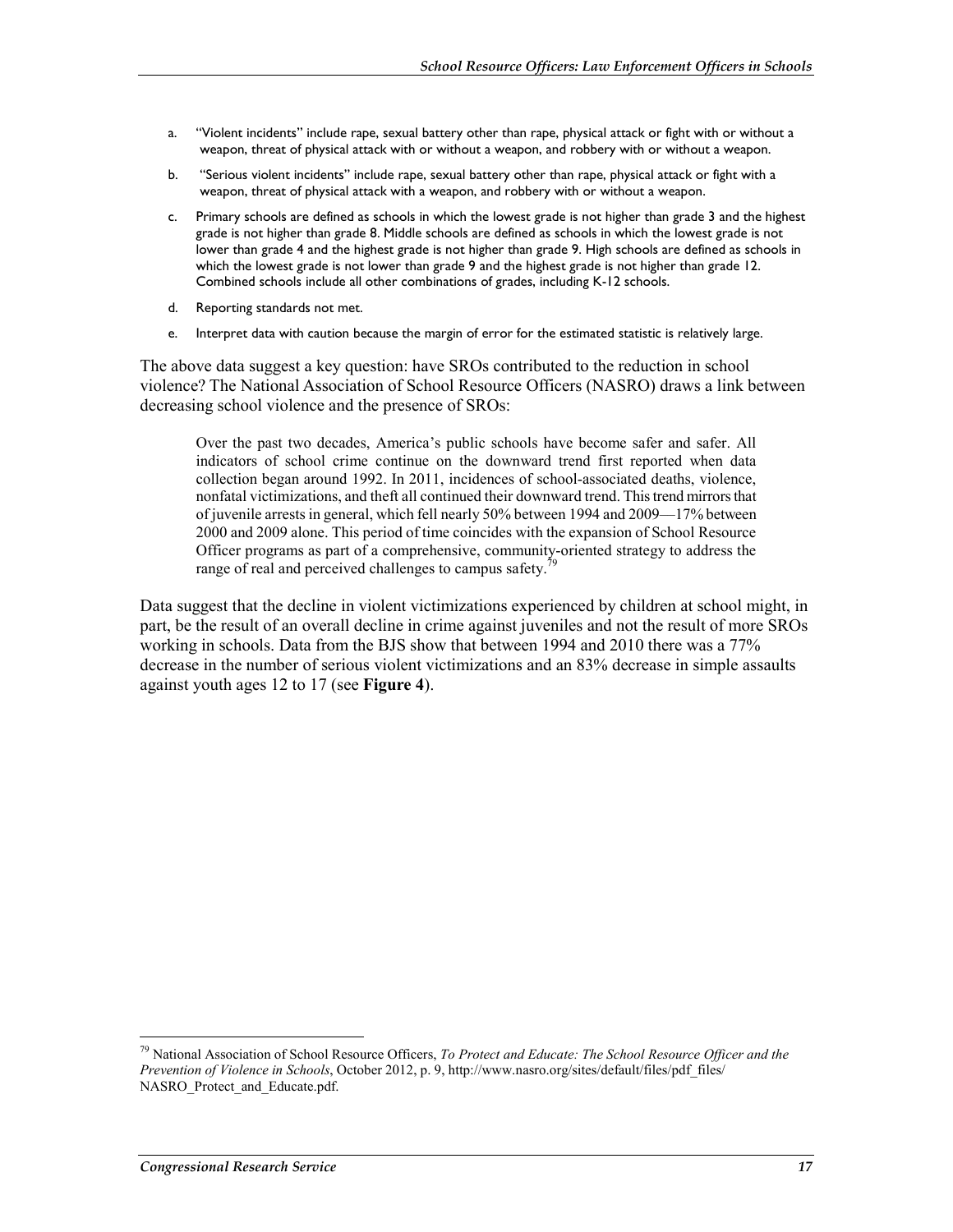a. "Violent incidents" include rape, sexual battery other than rape, physical attack or fight with or without a weapon, threat of physical attack with or without a weapon, and robbery with or without a weapon.

b. "Serious violent incidents" include rape, sexual battery other than rape, physical attack or fight with a weapon, threat of physical attack with a weapon, and robbery with or without a weapon.

c. Primary schools are defined as schools in which the lowest grade is not higher than grade 3 and the highest grade is not higher than grade 8. Middle schools are defined as schools in which the lowest grade is not lower than grade 4 and the highest grade is not higher than grade 9. High schools are defined as schools in which the lowest grade is not lower than grade 9 and the highest grade is not higher than grade 12. Combined schools include all other combinations of grades, including K-12 schools.

d. Reporting standards not met.

e. Interpret data with caution because the margin of error for the estimated statistic is relatively large.

The above data suggest a key question: have SROs contributed to the reduction in school violence? The National Association of School Resource Officers (NASRO) draws a link between decreasing school violence and the presence of SROs:

> Over the past two decades, America's public schools have become safer and safer. All indicators of school crime continue on the downward trend first reported when data collection began around 1992. In 2011, incidences of school-associated deaths, violence, nonfatal victimizations, and theft all continued their downward trend. This trend mirrors that of juvenile arrests in general, which fell nearly 50% between 1994 and 2009—17% between 2000 and 2009 alone. This period of time coincides with the expansion of School Resource Officer programs as part of a comprehensive, community-oriented strategy to address the range of real and perceived challenges to campus safety.[79]

Data suggest that the decline in violent victimizations experienced by children at school might, in part, be the result of an overall decline in crime against juveniles and not the result of more SROs working in schools. Data from the BJS show that between 1994 and 2010 there was a 77% decrease in the number of serious violent victimizations and an 83% decrease in simple assaults against youth ages 12 to 17 (see **Figure 4**).

[79] National Association of School Resource Officers, *To Protect and Educate: The School Resource Officer and the Prevention of Violence in Schools*, October 2012, p. 9, http://www.nasro.org/sites/default/files/pdf_files/NASRO_Protect_and_Educate.pdf.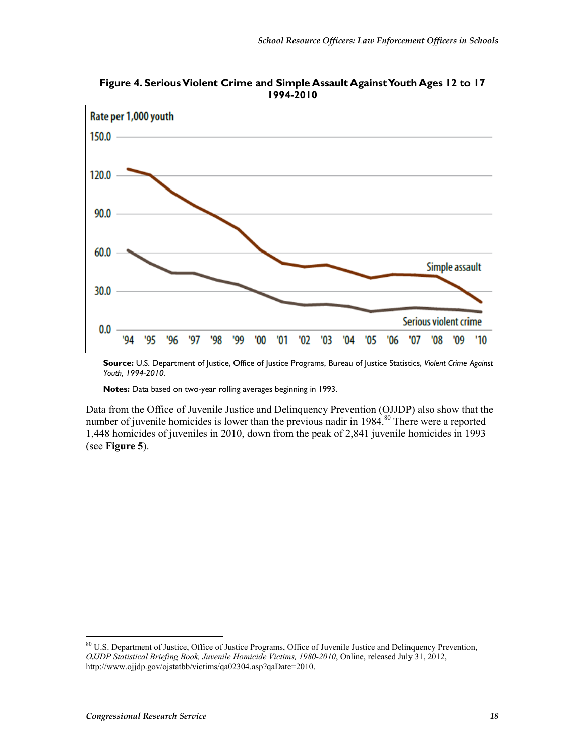**Figure 4. Serious Violent Crime and Simple Assault Against Youth Ages 12 to 17 1994-2010**

**Source:** U.S. Department of Justice, Office of Justice Programs, Bureau of Justice Statistics, *Violent Crime Against Youth, 1994-2010*.

**Notes:** Data based on two-year rolling averages beginning in 1993.

Data from the Office of Juvenile Justice and Delinquency Prevention (OJJDP) also show that the number of juvenile homicides is lower than the previous nadir in 1984.[80] There were a reported 1,448 homicides of juveniles in 2010, down from the peak of 2,841 juvenile homicides in 1993 (see **Figure 5**).

[80] U.S. Department of Justice, Office of Justice Programs, Office of Juvenile Justice and Delinquency Prevention, *OJJDP Statistical Briefing Book, Juvenile Homicide Victims, 1980-2010*, Online, released July 31, 2012, http://www.ojjdp.gov/ojstatbb/victims/qa02304.asp?qaDate=2010.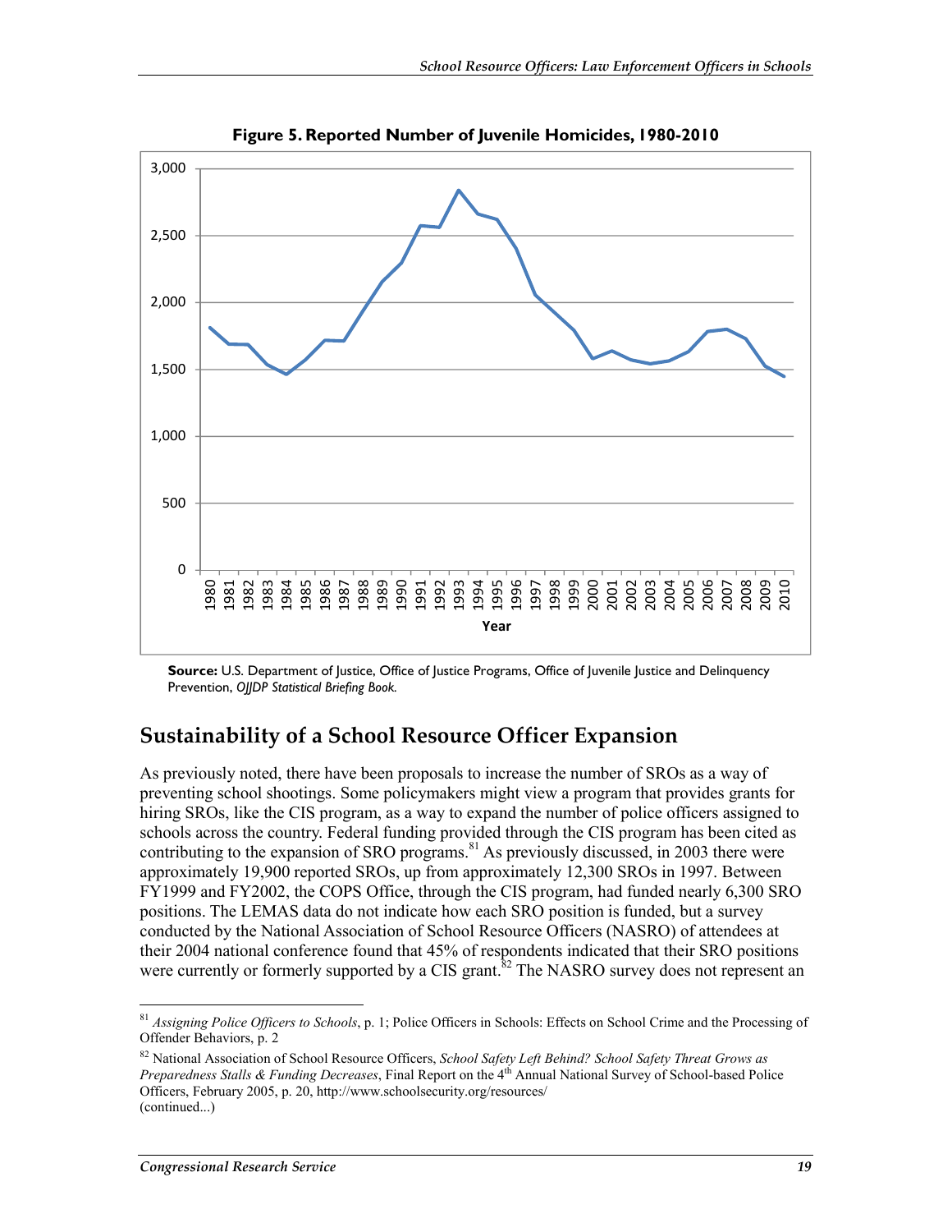**Figure 5. Reported Number of Juvenile Homicides, 1980-2010**

**Source:** U.S. Department of Justice, Office of Justice Programs, Office of Juvenile Justice and Delinquency Prevention, *OJJDP Statistical Briefing Book*.

## Sustainability of a School Resource Officer Expansion

As previously noted, there have been proposals to increase the number of SROs as a way of preventing school shootings. Some policymakers might view a program that provides grants for hiring SROs, like the CIS program, as a way to expand the number of police officers assigned to schools across the country. Federal funding provided through the CIS program has been cited as contributing to the expansion of SRO programs.[81] As previously discussed, in 2003 there were approximately 19,900 reported SROs, up from approximately 12,300 SROs in 1997. Between FY1999 and FY2002, the COPS Office, through the CIS program, had funded nearly 6,300 SRO positions. The LEMAS data do not indicate how each SRO position is funded, but a survey conducted by the National Association of School Resource Officers (NASRO) of attendees at their 2004 national conference found that 45% of respondents indicated that their SRO positions were currently or formerly supported by a CIS grant.[82] The NASRO survey does not represent an

---

[81] *Assigning Police Officers to Schools*, p. 1; Police Officers in Schools: Effects on School Crime and the Processing of Offender Behaviors, p. 2

[82] National Association of School Resource Officers, *School Safety Left Behind? School Safety Threat Grows as Preparedness Stalls & Funding Decreases*, Final Report on the 4th Annual National Survey of School-based Police Officers, February 2005, p. 20, http://www.schoolsecurity.org/resources/
(continued...)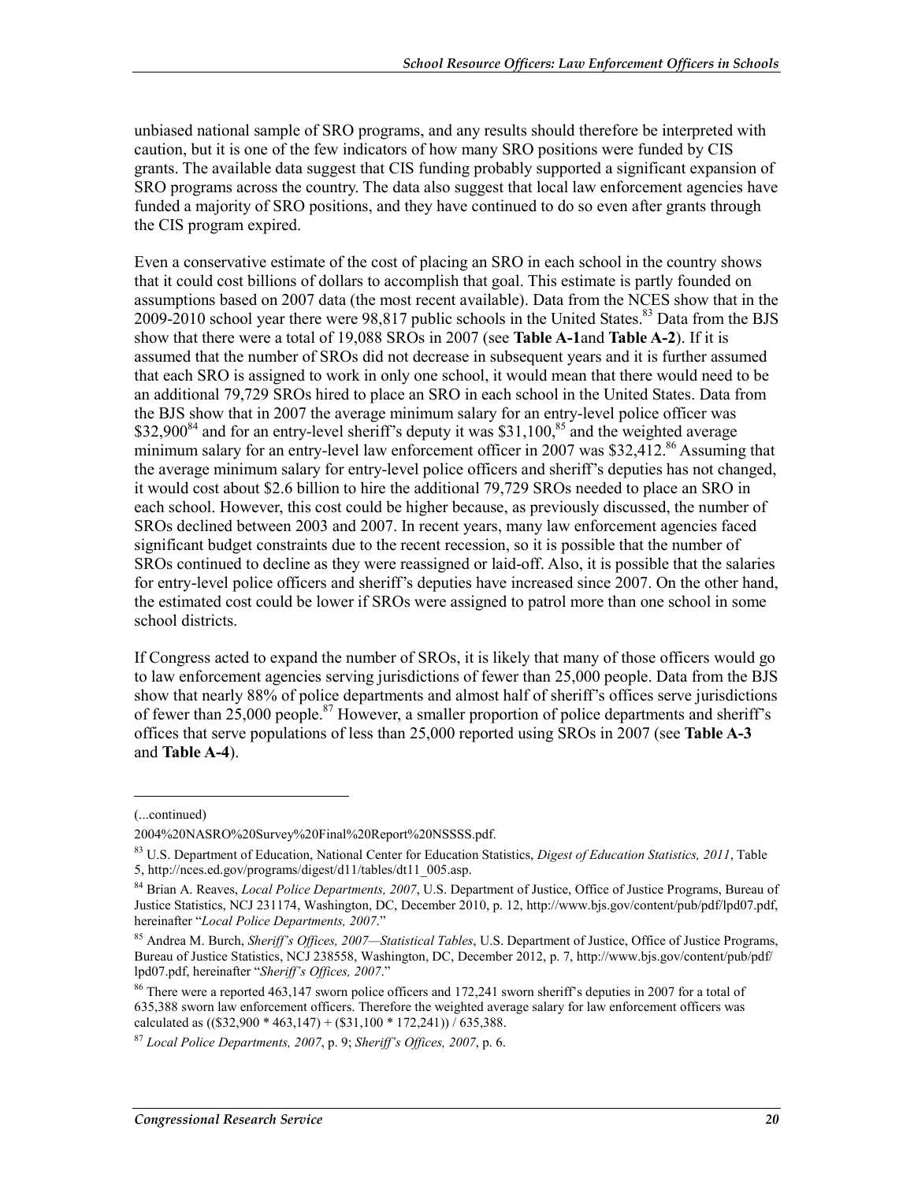unbiased national sample of SRO programs, and any results should therefore be interpreted with caution, but it is one of the few indicators of how many SRO positions were funded by CIS grants. The available data suggest that CIS funding probably supported a significant expansion of SRO programs across the country. The data also suggest that local law enforcement agencies have funded a majority of SRO positions, and they have continued to do so even after grants through the CIS program expired.

Even a conservative estimate of the cost of placing an SRO in each school in the country shows that it could cost billions of dollars to accomplish that goal. This estimate is partly founded on assumptions based on 2007 data (the most recent available). Data from the NCES show that in the 2009-2010 school year there were 98,817 public schools in the United States.[83] Data from the BJS show that there were a total of 19,088 SROs in 2007 (see **Table A-1**and **Table A-2**). If it is assumed that the number of SROs did not decrease in subsequent years and it is further assumed that each SRO is assigned to work in only one school, it would mean that there would need to be an additional 79,729 SROs hired to place an SRO in each school in the United States. Data from the BJS show that in 2007 the average minimum salary for an entry-level police officer was $32,900[84] and for an entry-level sheriff's deputy it was $31,100,[85] and the weighted average minimum salary for an entry-level law enforcement officer in 2007 was $32,412.[86] Assuming that the average minimum salary for entry-level police officers and sheriff's deputies has not changed, it would cost about $2.6 billion to hire the additional 79,729 SROs needed to place an SRO in each school. However, this cost could be higher because, as previously discussed, the number of SROs declined between 2003 and 2007. In recent years, many law enforcement agencies faced significant budget constraints due to the recent recession, so it is possible that the number of SROs continued to decline as they were reassigned or laid-off. Also, it is possible that the salaries for entry-level police officers and sheriff's deputies have increased since 2007. On the other hand, the estimated cost could be lower if SROs were assigned to patrol more than one school in some school districts.

If Congress acted to expand the number of SROs, it is likely that many of those officers would go to law enforcement agencies serving jurisdictions of fewer than 25,000 people. Data from the BJS show that nearly 88% of police departments and almost half of sheriff's offices serve jurisdictions of fewer than 25,000 people.[87] However, a smaller proportion of police departments and sheriff's offices that serve populations of less than 25,000 reported using SROs in 2007 (see **Table A-3** and **Table A-4**).

---

(...continued)

2004%20NASRO%20Survey%20Final%20Report%20NSSSS.pdf.

[83] U.S. Department of Education, National Center for Education Statistics, *Digest of Education Statistics, 2011*, Table 5, http://nces.ed.gov/programs/digest/d11/tables/dt11_005.asp.

[84] Brian A. Reaves, *Local Police Departments, 2007*, U.S. Department of Justice, Office of Justice Programs, Bureau of Justice Statistics, NCJ 231174, Washington, DC, December 2010, p. 12, http://www.bjs.gov/content/pub/pdf/lpd07.pdf, hereinafter "*Local Police Departments, 2007*."

[85] Andrea M. Burch, *Sheriff's Offices, 2007—Statistical Tables*, U.S. Department of Justice, Office of Justice Programs, Bureau of Justice Statistics, NCJ 238558, Washington, DC, December 2012, p. 7, http://www.bjs.gov/content/pub/pdf/lpd07.pdf, hereinafter "*Sheriff's Offices, 2007*."

[86] There were a reported 463,147 sworn police officers and 172,241 sworn sheriff's deputies in 2007 for a total of 635,388 sworn law enforcement officers. Therefore the weighted average salary for law enforcement officers was calculated as (($32,900 * 463,147) + ($31,100 * 172,241)) / 635,388.

[87] *Local Police Departments, 2007*, p. 9; *Sheriff's Offices, 2007*, p. 6.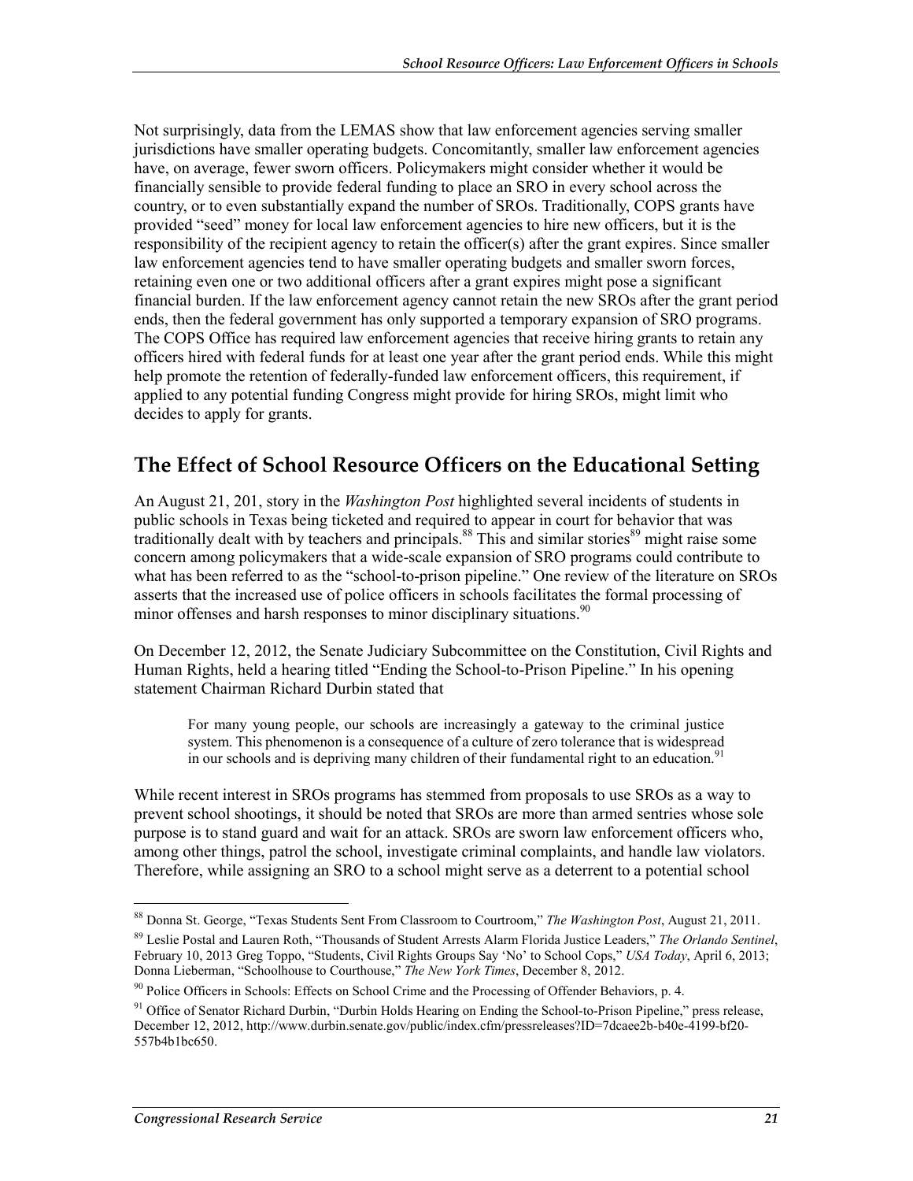Not surprisingly, data from the LEMAS show that law enforcement agencies serving smaller jurisdictions have smaller operating budgets. Concomitantly, smaller law enforcement agencies have, on average, fewer sworn officers. Policymakers might consider whether it would be financially sensible to provide federal funding to place an SRO in every school across the country, or to even substantially expand the number of SROs. Traditionally, COPS grants have provided "seed" money for local law enforcement agencies to hire new officers, but it is the responsibility of the recipient agency to retain the officer(s) after the grant expires. Since smaller law enforcement agencies tend to have smaller operating budgets and smaller sworn forces, retaining even one or two additional officers after a grant expires might pose a significant financial burden. If the law enforcement agency cannot retain the new SROs after the grant period ends, then the federal government has only supported a temporary expansion of SRO programs. The COPS Office has required law enforcement agencies that receive hiring grants to retain any officers hired with federal funds for at least one year after the grant period ends. While this might help promote the retention of federally-funded law enforcement officers, this requirement, if applied to any potential funding Congress might provide for hiring SROs, might limit who decides to apply for grants.

## The Effect of School Resource Officers on the Educational Setting

An August 21, 201, story in the *Washington Post* highlighted several incidents of students in public schools in Texas being ticketed and required to appear in court for behavior that was traditionally dealt with by teachers and principals.[88] This and similar stories[89] might raise some concern among policymakers that a wide-scale expansion of SRO programs could contribute to what has been referred to as the "school-to-prison pipeline." One review of the literature on SROs asserts that the increased use of police officers in schools facilitates the formal processing of minor offenses and harsh responses to minor disciplinary situations.[90]

On December 12, 2012, the Senate Judiciary Subcommittee on the Constitution, Civil Rights and Human Rights, held a hearing titled "Ending the School-to-Prison Pipeline." In his opening statement Chairman Richard Durbin stated that

> For many young people, our schools are increasingly a gateway to the criminal justice system. This phenomenon is a consequence of a culture of zero tolerance that is widespread in our schools and is depriving many children of their fundamental right to an education.[91]

While recent interest in SROs programs has stemmed from proposals to use SROs as a way to prevent school shootings, it should be noted that SROs are more than armed sentries whose sole purpose is to stand guard and wait for an attack. SROs are sworn law enforcement officers who, among other things, patrol the school, investigate criminal complaints, and handle law violators. Therefore, while assigning an SRO to a school might serve as a deterrent to a potential school

---

[88] Donna St. George, "Texas Students Sent From Classroom to Courtroom," *The Washington Post*, August 21, 2011.

[89] Leslie Postal and Lauren Roth, "Thousands of Student Arrests Alarm Florida Justice Leaders," *The Orlando Sentinel*, February 10, 2013 Greg Toppo, "Students, Civil Rights Groups Say 'No' to School Cops," *USA Today*, April 6, 2013; Donna Lieberman, "Schoolhouse to Courthouse," *The New York Times*, December 8, 2012.

[90] Police Officers in Schools: Effects on School Crime and the Processing of Offender Behaviors, p. 4.

[91] Office of Senator Richard Durbin, "Durbin Holds Hearing on Ending the School-to-Prison Pipeline," press release, December 12, 2012, http://www.durbin.senate.gov/public/index.cfm/pressreleases?ID=7dcaee2b-b40e-4199-bf20-557b4b1bc650.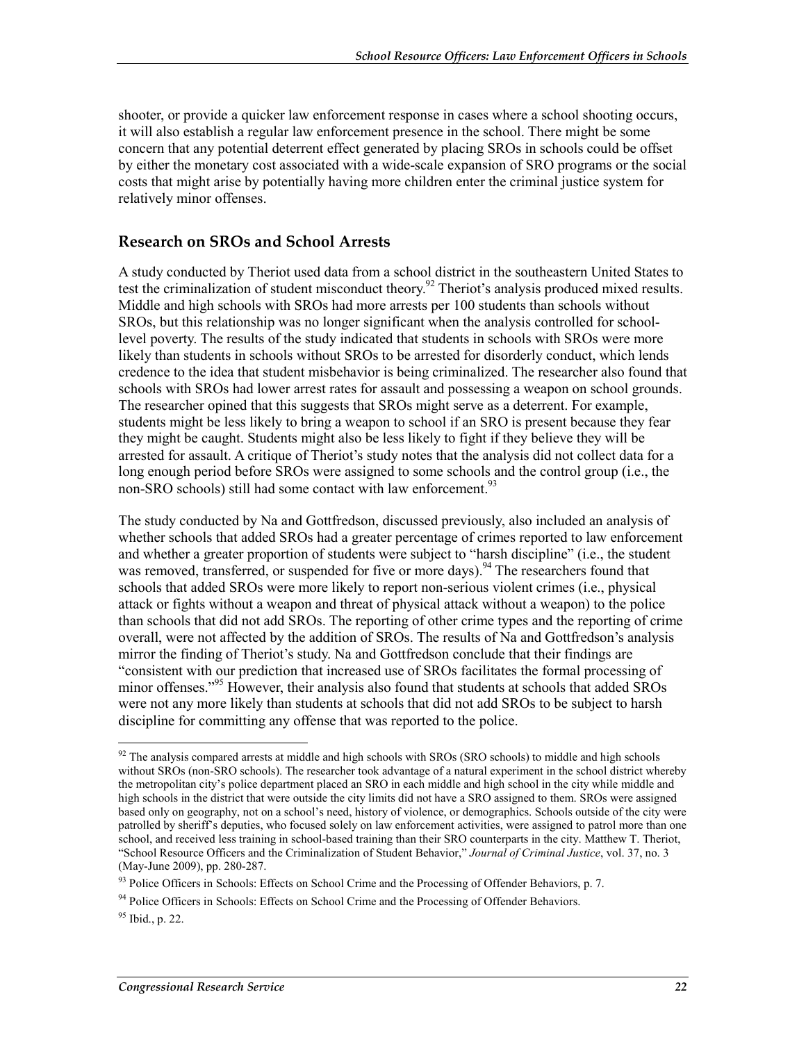shooter, or provide a quicker law enforcement response in cases where a school shooting occurs, it will also establish a regular law enforcement presence in the school. There might be some concern that any potential deterrent effect generated by placing SROs in schools could be offset by either the monetary cost associated with a wide-scale expansion of SRO programs or the social costs that might arise by potentially having more children enter the criminal justice system for relatively minor offenses.

### Research on SROs and School Arrests

A study conducted by Theriot used data from a school district in the southeastern United States to test the criminalization of student misconduct theory.[92] Theriot's analysis produced mixed results. Middle and high schools with SROs had more arrests per 100 students than schools without SROs, but this relationship was no longer significant when the analysis controlled for school-level poverty. The results of the study indicated that students in schools with SROs were more likely than students in schools without SROs to be arrested for disorderly conduct, which lends credence to the idea that student misbehavior is being criminalized. The researcher also found that schools with SROs had lower arrest rates for assault and possessing a weapon on school grounds. The researcher opined that this suggests that SROs might serve as a deterrent. For example, students might be less likely to bring a weapon to school if an SRO is present because they fear they might be caught. Students might also be less likely to fight if they believe they will be arrested for assault. A critique of Theriot's study notes that the analysis did not collect data for a long enough period before SROs were assigned to some schools and the control group (i.e., the non-SRO schools) still had some contact with law enforcement.[93]

The study conducted by Na and Gottfredson, discussed previously, also included an analysis of whether schools that added SROs had a greater percentage of crimes reported to law enforcement and whether a greater proportion of students were subject to "harsh discipline" (i.e., the student was removed, transferred, or suspended for five or more days).[94] The researchers found that schools that added SROs were more likely to report non-serious violent crimes (i.e., physical attack or fights without a weapon and threat of physical attack without a weapon) to the police than schools that did not add SROs. The reporting of other crime types and the reporting of crime overall, were not affected by the addition of SROs. The results of Na and Gottfredson's analysis mirror the finding of Theriot's study. Na and Gottfredson conclude that their findings are "consistent with our prediction that increased use of SROs facilitates the formal processing of minor offenses."[95] However, their analysis also found that students at schools that added SROs were not any more likely than students at schools that did not add SROs to be subject to harsh discipline for committing any offense that was reported to the police.

---

[92] The analysis compared arrests at middle and high schools with SROs (SRO schools) to middle and high schools without SROs (non-SRO schools). The researcher took advantage of a natural experiment in the school district whereby the metropolitan city's police department placed an SRO in each middle and high school in the city while middle and high schools in the district that were outside the city limits did not have a SRO assigned to them. SROs were assigned based only on geography, not on a school's need, history of violence, or demographics. Schools outside of the city were patrolled by sheriff's deputies, who focused solely on law enforcement activities, were assigned to patrol more than one school, and received less training in school-based training than their SRO counterparts in the city. Matthew T. Theriot, "School Resource Officers and the Criminalization of Student Behavior," *Journal of Criminal Justice*, vol. 37, no. 3 (May-June 2009), pp. 280-287.

[93] Police Officers in Schools: Effects on School Crime and the Processing of Offender Behaviors, p. 7.

[94] Police Officers in Schools: Effects on School Crime and the Processing of Offender Behaviors.

[95] Ibid., p. 22.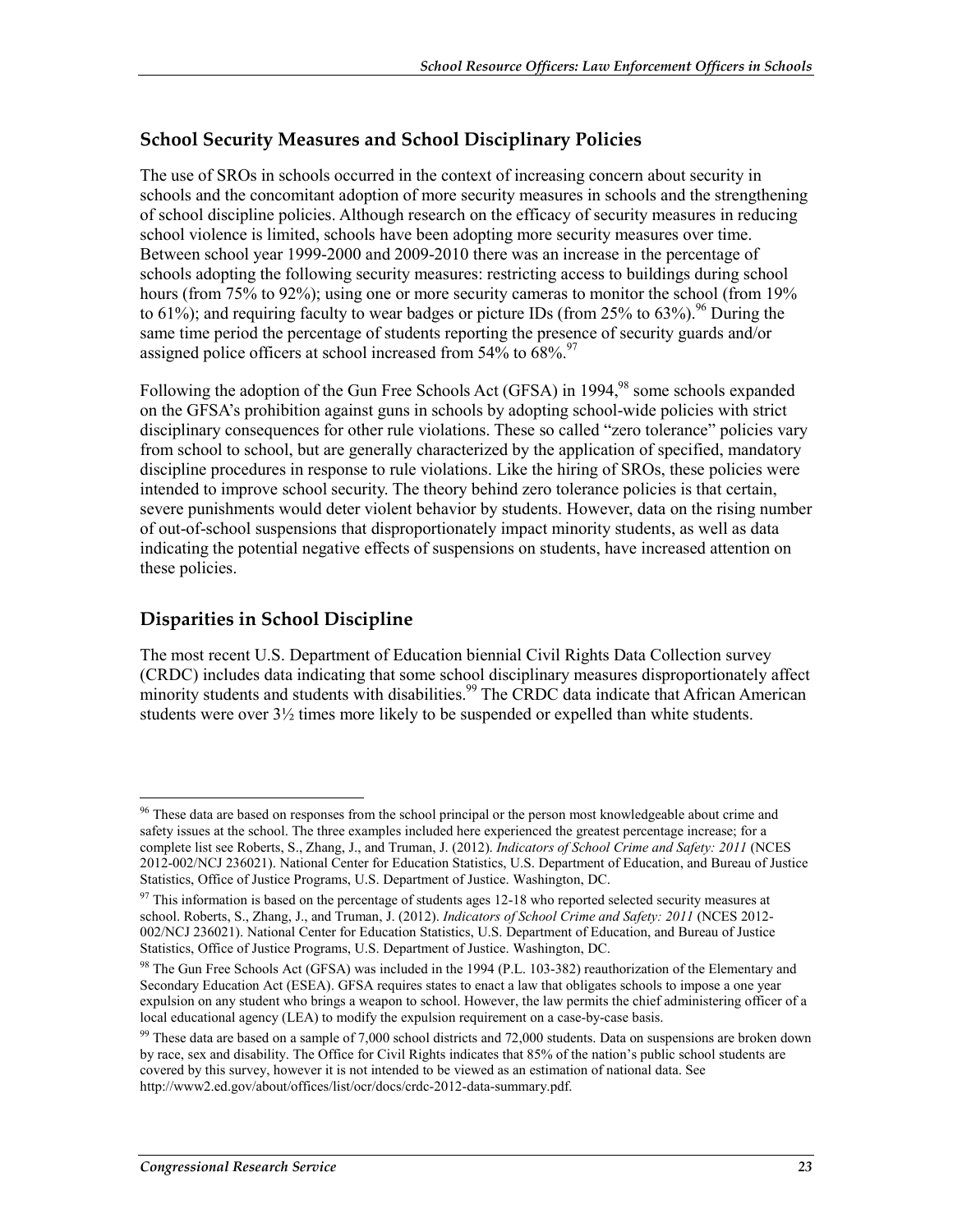## School Security Measures and School Disciplinary Policies

The use of SROs in schools occurred in the context of increasing concern about security in schools and the concomitant adoption of more security measures in schools and the strengthening of school discipline policies. Although research on the efficacy of security measures in reducing school violence is limited, schools have been adopting more security measures over time. Between school year 1999-2000 and 2009-2010 there was an increase in the percentage of schools adopting the following security measures: restricting access to buildings during school hours (from 75% to 92%); using one or more security cameras to monitor the school (from 19% to 61%); and requiring faculty to wear badges or picture IDs (from 25% to 63%).[96] During the same time period the percentage of students reporting the presence of security guards and/or assigned police officers at school increased from 54% to 68%.[97]

Following the adoption of the Gun Free Schools Act (GFSA) in 1994,[98] some schools expanded on the GFSA's prohibition against guns in schools by adopting school-wide policies with strict disciplinary consequences for other rule violations. These so called "zero tolerance" policies vary from school to school, but are generally characterized by the application of specified, mandatory discipline procedures in response to rule violations. Like the hiring of SROs, these policies were intended to improve school security. The theory behind zero tolerance policies is that certain, severe punishments would deter violent behavior by students. However, data on the rising number of out-of-school suspensions that disproportionately impact minority students, as well as data indicating the potential negative effects of suspensions on students, have increased attention on these policies.

## Disparities in School Discipline

The most recent U.S. Department of Education biennial Civil Rights Data Collection survey (CRDC) includes data indicating that some school disciplinary measures disproportionately affect minority students and students with disabilities.[99] The CRDC data indicate that African American students were over 3½ times more likely to be suspended or expelled than white students.

---

[96] These data are based on responses from the school principal or the person most knowledgeable about crime and safety issues at the school. The three examples included here experienced the greatest percentage increase; for a complete list see Roberts, S., Zhang, J., and Truman, J. (2012). *Indicators of School Crime and Safety: 2011* (NCES 2012-002/NCJ 236021). National Center for Education Statistics, U.S. Department of Education, and Bureau of Justice Statistics, Office of Justice Programs, U.S. Department of Justice. Washington, DC.

[97] This information is based on the percentage of students ages 12-18 who reported selected security measures at school. Roberts, S., Zhang, J., and Truman, J. (2012). *Indicators of School Crime and Safety: 2011* (NCES 2012-002/NCJ 236021). National Center for Education Statistics, U.S. Department of Education, and Bureau of Justice Statistics, Office of Justice Programs, U.S. Department of Justice. Washington, DC.

[98] The Gun Free Schools Act (GFSA) was included in the 1994 (P.L. 103-382) reauthorization of the Elementary and Secondary Education Act (ESEA). GFSA requires states to enact a law that obligates schools to impose a one year expulsion on any student who brings a weapon to school. However, the law permits the chief administering officer of a local educational agency (LEA) to modify the expulsion requirement on a case-by-case basis.

[99] These data are based on a sample of 7,000 school districts and 72,000 students. Data on suspensions are broken down by race, sex and disability. The Office for Civil Rights indicates that 85% of the nation's public school students are covered by this survey, however it is not intended to be viewed as an estimation of national data. See http://www2.ed.gov/about/offices/list/ocr/docs/crdc-2012-data-summary.pdf.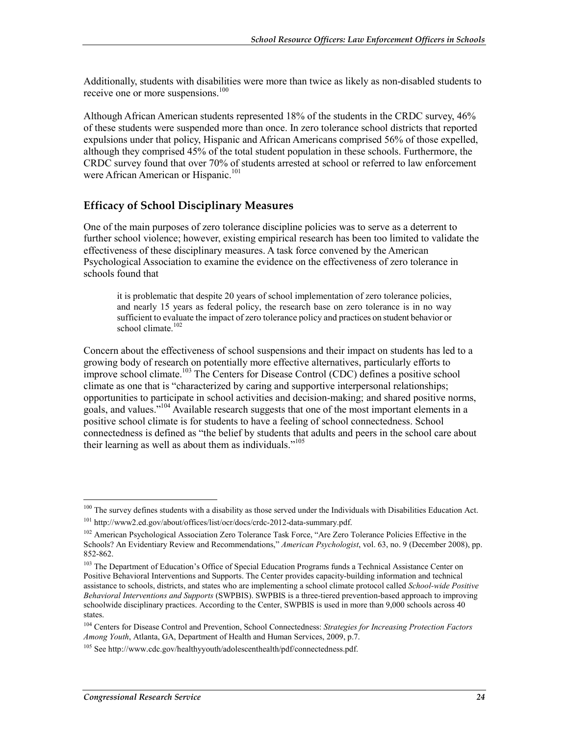Additionally, students with disabilities were more than twice as likely as non-disabled students to receive one or more suspensions.[100]

Although African American students represented 18% of the students in the CRDC survey, 46% of these students were suspended more than once. In zero tolerance school districts that reported expulsions under that policy, Hispanic and African Americans comprised 56% of those expelled, although they comprised 45% of the total student population in these schools. Furthermore, the CRDC survey found that over 70% of students arrested at school or referred to law enforcement were African American or Hispanic.[101]

## Efficacy of School Disciplinary Measures

One of the main purposes of zero tolerance discipline policies was to serve as a deterrent to further school violence; however, existing empirical research has been too limited to validate the effectiveness of these disciplinary measures. A task force convened by the American Psychological Association to examine the evidence on the effectiveness of zero tolerance in schools found that

> it is problematic that despite 20 years of school implementation of zero tolerance policies, and nearly 15 years as federal policy, the research base on zero tolerance is in no way sufficient to evaluate the impact of zero tolerance policy and practices on student behavior or school climate.[102]

Concern about the effectiveness of school suspensions and their impact on students has led to a growing body of research on potentially more effective alternatives, particularly efforts to improve school climate.[103] The Centers for Disease Control (CDC) defines a positive school climate as one that is "characterized by caring and supportive interpersonal relationships; opportunities to participate in school activities and decision-making; and shared positive norms, goals, and values."[104] Available research suggests that one of the most important elements in a positive school climate is for students to have a feeling of school connectedness. School connectedness is defined as "the belief by students that adults and peers in the school care about their learning as well as about them as individuals."[105]

---

[100] The survey defines students with a disability as those served under the Individuals with Disabilities Education Act.

[101] http://www2.ed.gov/about/offices/list/ocr/docs/crdc-2012-data-summary.pdf.

[102] American Psychological Association Zero Tolerance Task Force, "Are Zero Tolerance Policies Effective in the Schools? An Evidentiary Review and Recommendations," *American Psychologist*, vol. 63, no. 9 (December 2008), pp. 852-862.

[103] The Department of Education's Office of Special Education Programs funds a Technical Assistance Center on Positive Behavioral Interventions and Supports. The Center provides capacity-building information and technical assistance to schools, districts, and states who are implementing a school climate protocol called *School-wide Positive Behavioral Interventions and Supports* (SWPBIS). SWPBIS is a three-tiered prevention-based approach to improving schoolwide disciplinary practices. According to the Center, SWPBIS is used in more than 9,000 schools across 40 states.

[104] Centers for Disease Control and Prevention, School Connectedness: *Strategies for Increasing Protection Factors Among Youth*, Atlanta, GA, Department of Health and Human Services, 2009, p.7.

[105] See http://www.cdc.gov/healthyyouth/adolescenthealth/pdf/connectedness.pdf.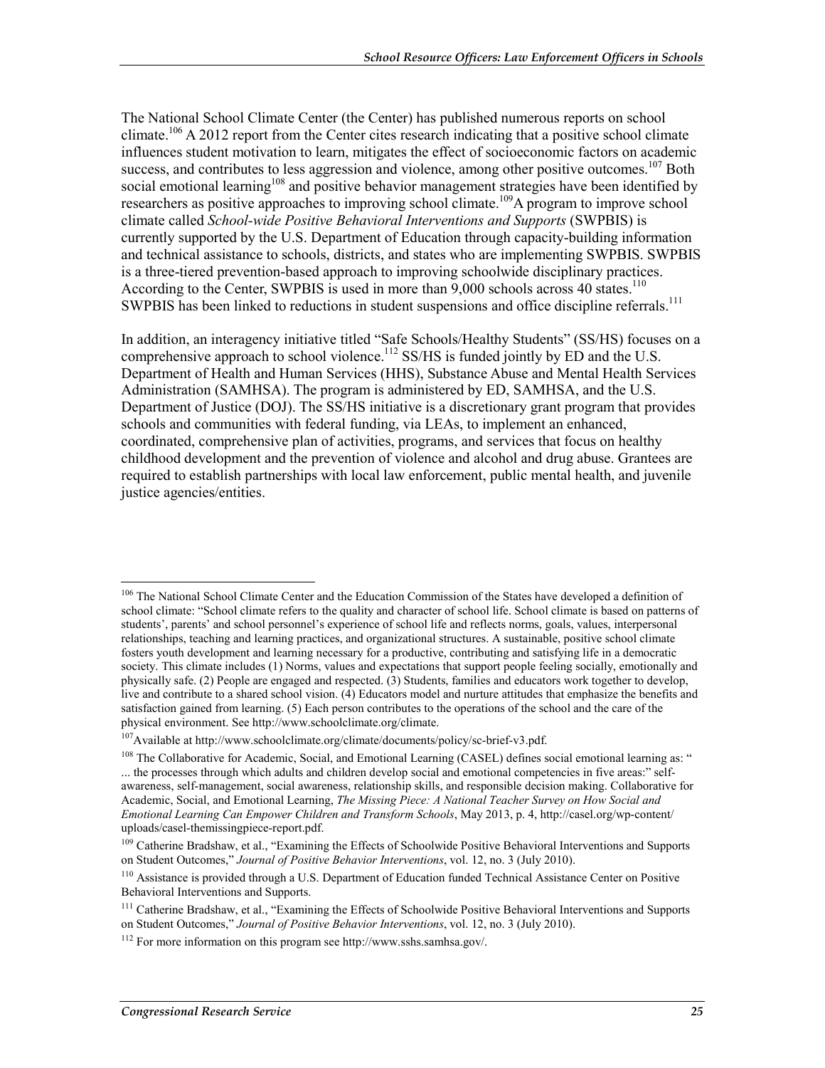The National School Climate Center (the Center) has published numerous reports on school climate.[106] A 2012 report from the Center cites research indicating that a positive school climate influences student motivation to learn, mitigates the effect of socioeconomic factors on academic success, and contributes to less aggression and violence, among other positive outcomes.[107] Both social emotional learning[108] and positive behavior management strategies have been identified by researchers as positive approaches to improving school climate.[109] A program to improve school climate called *School-wide Positive Behavioral Interventions and Supports* (SWPBIS) is currently supported by the U.S. Department of Education through capacity-building information and technical assistance to schools, districts, and states who are implementing SWPBIS. SWPBIS is a three-tiered prevention-based approach to improving schoolwide disciplinary practices. According to the Center, SWPBIS is used in more than 9,000 schools across 40 states.[110] SWPBIS has been linked to reductions in student suspensions and office discipline referrals.[111]

In addition, an interagency initiative titled "Safe Schools/Healthy Students" (SS/HS) focuses on a comprehensive approach to school violence.[112] SS/HS is funded jointly by ED and the U.S. Department of Health and Human Services (HHS), Substance Abuse and Mental Health Services Administration (SAMHSA). The program is administered by ED, SAMHSA, and the U.S. Department of Justice (DOJ). The SS/HS initiative is a discretionary grant program that provides schools and communities with federal funding, via LEAs, to implement an enhanced, coordinated, comprehensive plan of activities, programs, and services that focus on healthy childhood development and the prevention of violence and alcohol and drug abuse. Grantees are required to establish partnerships with local law enforcement, public mental health, and juvenile justice agencies/entities.

---

[106] The National School Climate Center and the Education Commission of the States have developed a definition of school climate: "School climate refers to the quality and character of school life. School climate is based on patterns of students', parents' and school personnel's experience of school life and reflects norms, goals, values, interpersonal relationships, teaching and learning practices, and organizational structures. A sustainable, positive school climate fosters youth development and learning necessary for a productive, contributing and satisfying life in a democratic society. This climate includes (1) Norms, values and expectations that support people feeling socially, emotionally and physically safe. (2) People are engaged and respected. (3) Students, families and educators work together to develop, live and contribute to a shared school vision. (4) Educators model and nurture attitudes that emphasize the benefits and satisfaction gained from learning. (5) Each person contributes to the operations of the school and the care of the physical environment. See http://www.schoolclimate.org/climate.

[107] Available at http://www.schoolclimate.org/climate/documents/policy/sc-brief-v3.pdf.

[108] The Collaborative for Academic, Social, and Emotional Learning (CASEL) defines social emotional learning as: " ... the processes through which adults and children develop social and emotional competencies in five areas:" self-awareness, self-management, social awareness, relationship skills, and responsible decision making. Collaborative for Academic, Social, and Emotional Learning, *The Missing Piece: A National Teacher Survey on How Social and Emotional Learning Can Empower Children and Transform Schools*, May 2013, p. 4, http://casel.org/wp-content/uploads/casel-themissingpiece-report.pdf.

[109] Catherine Bradshaw, et al., "Examining the Effects of Schoolwide Positive Behavioral Interventions and Supports on Student Outcomes," *Journal of Positive Behavior Interventions*, vol. 12, no. 3 (July 2010).

[110] Assistance is provided through a U.S. Department of Education funded Technical Assistance Center on Positive Behavioral Interventions and Supports.

[111] Catherine Bradshaw, et al., "Examining the Effects of Schoolwide Positive Behavioral Interventions and Supports on Student Outcomes," *Journal of Positive Behavior Interventions*, vol. 12, no. 3 (July 2010).

[112] For more information on this program see http://www.sshs.samhsa.gov/.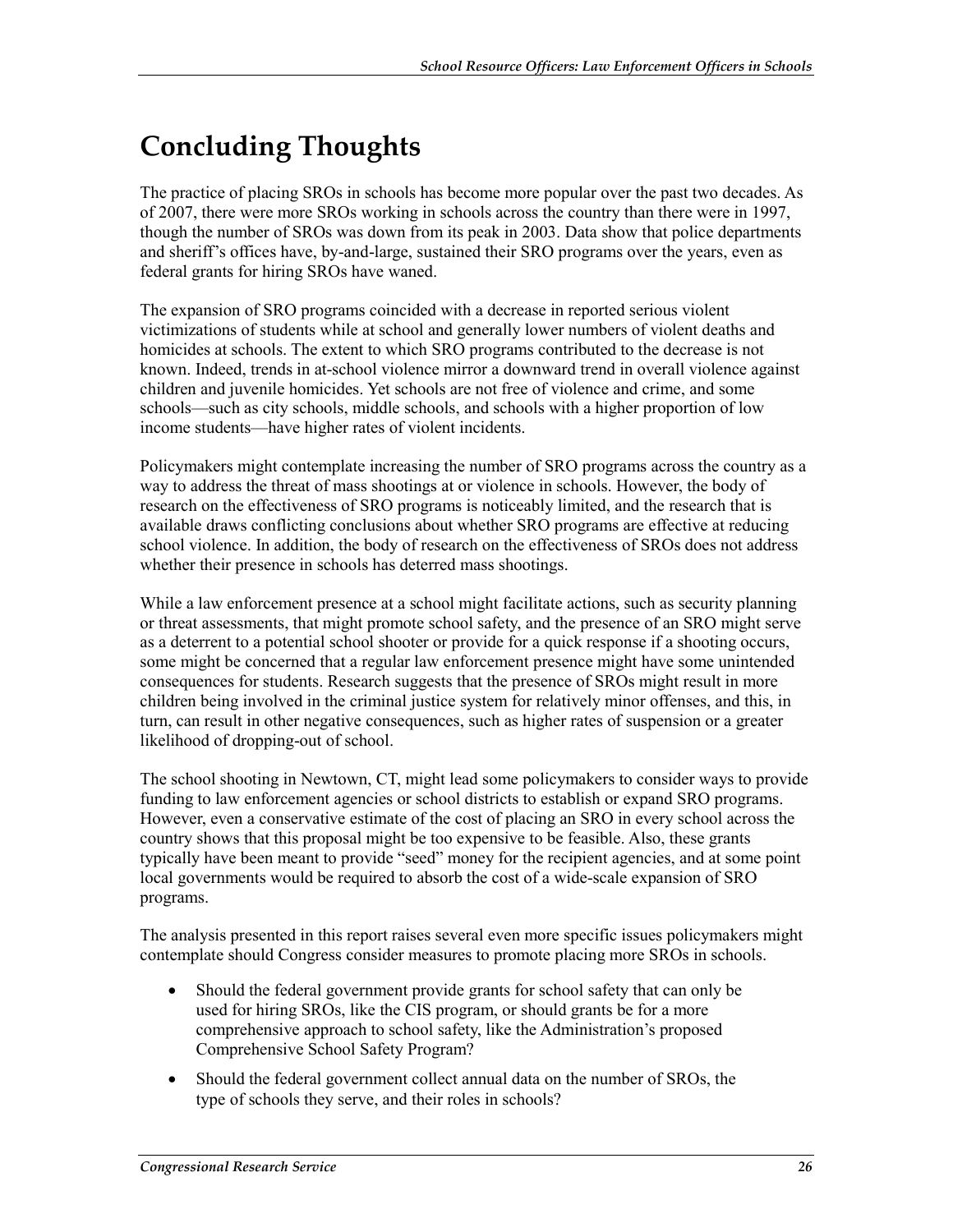# Concluding Thoughts

The practice of placing SROs in schools has become more popular over the past two decades. As of 2007, there were more SROs working in schools across the country than there were in 1997, though the number of SROs was down from its peak in 2003. Data show that police departments and sheriff's offices have, by-and-large, sustained their SRO programs over the years, even as federal grants for hiring SROs have waned.

The expansion of SRO programs coincided with a decrease in reported serious violent victimizations of students while at school and generally lower numbers of violent deaths and homicides at schools. The extent to which SRO programs contributed to the decrease is not known. Indeed, trends in at-school violence mirror a downward trend in overall violence against children and juvenile homicides. Yet schools are not free of violence and crime, and some schools—such as city schools, middle schools, and schools with a higher proportion of low income students—have higher rates of violent incidents.

Policymakers might contemplate increasing the number of SRO programs across the country as a way to address the threat of mass shootings at or violence in schools. However, the body of research on the effectiveness of SRO programs is noticeably limited, and the research that is available draws conflicting conclusions about whether SRO programs are effective at reducing school violence. In addition, the body of research on the effectiveness of SROs does not address whether their presence in schools has deterred mass shootings.

While a law enforcement presence at a school might facilitate actions, such as security planning or threat assessments, that might promote school safety, and the presence of an SRO might serve as a deterrent to a potential school shooter or provide for a quick response if a shooting occurs, some might be concerned that a regular law enforcement presence might have some unintended consequences for students. Research suggests that the presence of SROs might result in more children being involved in the criminal justice system for relatively minor offenses, and this, in turn, can result in other negative consequences, such as higher rates of suspension or a greater likelihood of dropping-out of school.

The school shooting in Newtown, CT, might lead some policymakers to consider ways to provide funding to law enforcement agencies or school districts to establish or expand SRO programs. However, even a conservative estimate of the cost of placing an SRO in every school across the country shows that this proposal might be too expensive to be feasible. Also, these grants typically have been meant to provide "seed" money for the recipient agencies, and at some point local governments would be required to absorb the cost of a wide-scale expansion of SRO programs.

The analysis presented in this report raises several even more specific issues policymakers might contemplate should Congress consider measures to promote placing more SROs in schools.

- Should the federal government provide grants for school safety that can only be used for hiring SROs, like the CIS program, or should grants be for a more comprehensive approach to school safety, like the Administration's proposed Comprehensive School Safety Program?
- Should the federal government collect annual data on the number of SROs, the type of schools they serve, and their roles in schools?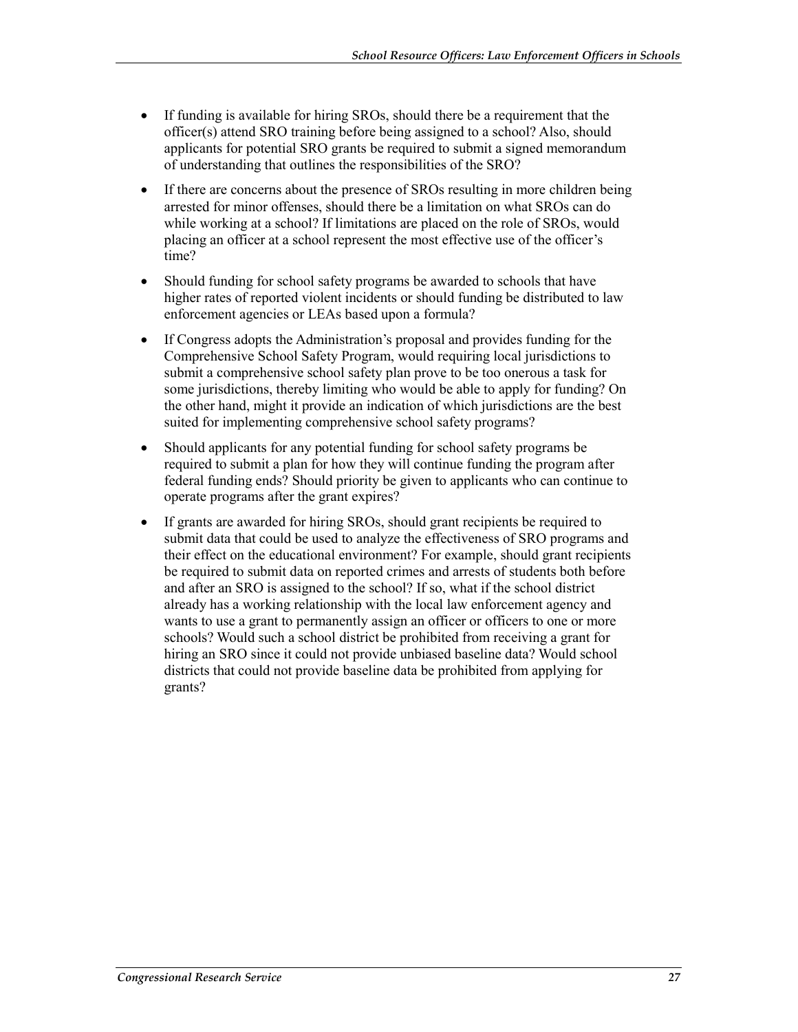- If funding is available for hiring SROs, should there be a requirement that the officer(s) attend SRO training before being assigned to a school? Also, should applicants for potential SRO grants be required to submit a signed memorandum of understanding that outlines the responsibilities of the SRO?
- If there are concerns about the presence of SROs resulting in more children being arrested for minor offenses, should there be a limitation on what SROs can do while working at a school? If limitations are placed on the role of SROs, would placing an officer at a school represent the most effective use of the officer's time?
- Should funding for school safety programs be awarded to schools that have higher rates of reported violent incidents or should funding be distributed to law enforcement agencies or LEAs based upon a formula?
- If Congress adopts the Administration's proposal and provides funding for the Comprehensive School Safety Program, would requiring local jurisdictions to submit a comprehensive school safety plan prove to be too onerous a task for some jurisdictions, thereby limiting who would be able to apply for funding? On the other hand, might it provide an indication of which jurisdictions are the best suited for implementing comprehensive school safety programs?
- Should applicants for any potential funding for school safety programs be required to submit a plan for how they will continue funding the program after federal funding ends? Should priority be given to applicants who can continue to operate programs after the grant expires?
- If grants are awarded for hiring SROs, should grant recipients be required to submit data that could be used to analyze the effectiveness of SRO programs and their effect on the educational environment? For example, should grant recipients be required to submit data on reported crimes and arrests of students both before and after an SRO is assigned to the school? If so, what if the school district already has a working relationship with the local law enforcement agency and wants to use a grant to permanently assign an officer or officers to one or more schools? Would such a school district be prohibited from receiving a grant for hiring an SRO since it could not provide unbiased baseline data? Would school districts that could not provide baseline data be prohibited from applying for grants?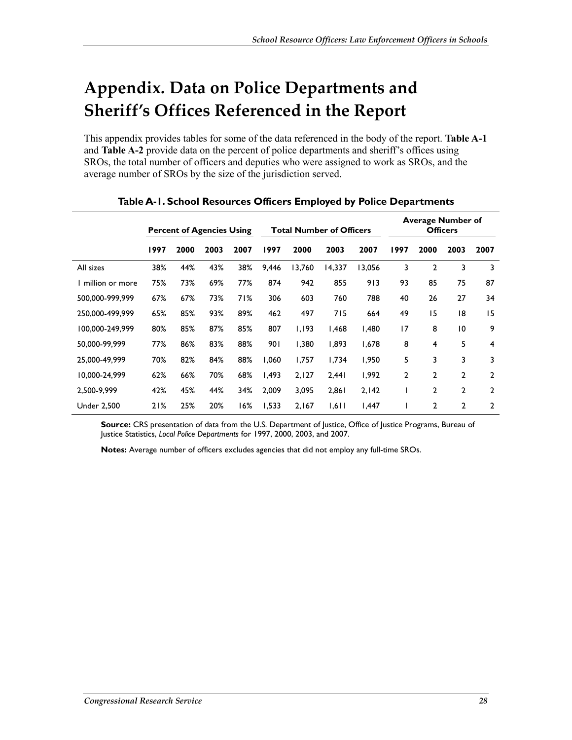# Appendix. Data on Police Departments and Sheriff's Offices Referenced in the Report

This appendix provides tables for some of the data referenced in the body of the report. **Table A-1** and **Table A-2** provide data on the percent of police departments and sheriff's offices using SROs, the total number of officers and deputies who were assigned to work as SROs, and the average number of SROs by the size of the jurisdiction served.

**Table A-1. School Resources Officers Employed by Police Departments**

| | Percent of Agencies Using | | | | Total Number of Officers | | | | Average Number of Officers | | | |
|---|---|---|---|---|---|---|---|---|---|---|---|---|
| | 1997 | 2000 | 2003 | 2007 | 1997 | 2000 | 2003 | 2007 | 1997 | 2000 | 2003 | 2007 |
| All sizes | 38% | 44% | 43% | 38% | 9,446 | 13,760 | 14,337 | 13,056 | 3 | 2 | 3 | 3 |
| 1 million or more | 75% | 73% | 69% | 77% | 874 | 942 | 855 | 913 | 93 | 85 | 75 | 87 |
| 500,000-999,999 | 67% | 67% | 73% | 71% | 306 | 603 | 760 | 788 | 40 | 26 | 27 | 34 |
| 250,000-499,999 | 65% | 85% | 93% | 89% | 462 | 497 | 715 | 664 | 49 | 15 | 18 | 15 |
| 100,000-249,999 | 80% | 85% | 87% | 85% | 807 | 1,193 | 1,468 | 1,480 | 17 | 8 | 10 | 9 |
| 50,000-99,999 | 77% | 86% | 83% | 88% | 901 | 1,380 | 1,893 | 1,678 | 8 | 4 | 5 | 4 |
| 25,000-49,999 | 70% | 82% | 84% | 88% | 1,060 | 1,757 | 1,734 | 1,950 | 5 | 3 | 3 | 3 |
| 10,000-24,999 | 62% | 66% | 70% | 68% | 1,493 | 2,127 | 2,441 | 1,992 | 2 | 2 | 2 | 2 |
| 2,500-9,999 | 42% | 45% | 44% | 34% | 2,009 | 3,095 | 2,861 | 2,142 | 1 | 2 | 2 | 2 |
| Under 2,500 | 21% | 25% | 20% | 16% | 1,533 | 2,167 | 1,611 | 1,447 | 1 | 2 | 2 | 2 |

**Source:** CRS presentation of data from the U.S. Department of Justice, Office of Justice Programs, Bureau of Justice Statistics, *Local Police Departments* for 1997, 2000, 2003, and 2007.

**Notes:** Average number of officers excludes agencies that did not employ any full-time SROs.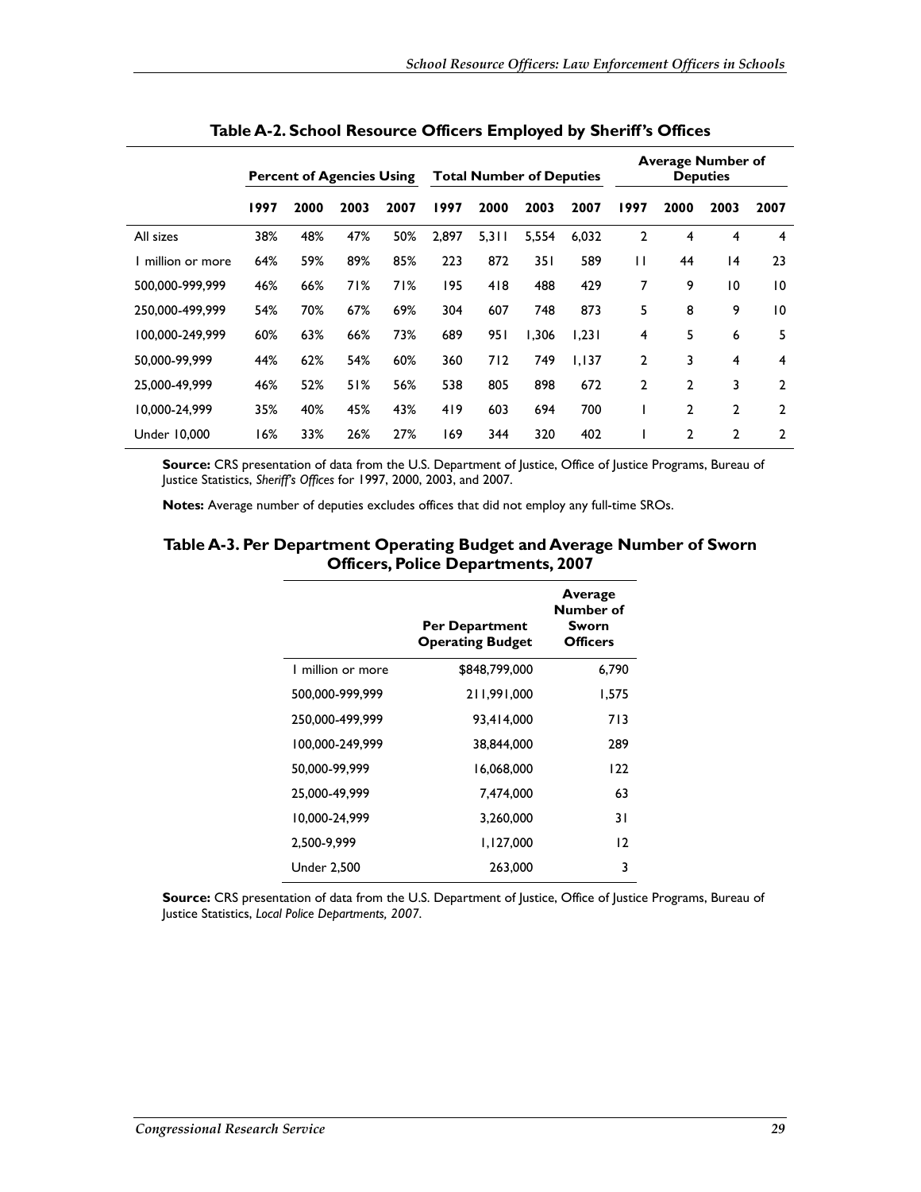**Table A-2. School Resource Officers Employed by Sheriff's Offices**

| | Percent of Agencies Using | | | | Total Number of Deputies | | | | Average Number of Deputies | | | |
|---|---|---|---|---|---|---|---|---|---|---|---|---|
| | 1997 | 2000 | 2003 | 2007 | 1997 | 2000 | 2003 | 2007 | 1997 | 2000 | 2003 | 2007 |
| All sizes | 38% | 48% | 47% | 50% | 2,897 | 5,311 | 5,554 | 6,032 | 2 | 4 | 4 | 4 |
| 1 million or more | 64% | 59% | 89% | 85% | 223 | 872 | 351 | 589 | 11 | 44 | 14 | 23 |
| 500,000-999,999 | 46% | 66% | 71% | 71% | 195 | 418 | 488 | 429 | 7 | 9 | 10 | 10 |
| 250,000-499,999 | 54% | 70% | 67% | 69% | 304 | 607 | 748 | 873 | 5 | 8 | 9 | 10 |
| 100,000-249,999 | 60% | 63% | 66% | 73% | 689 | 951 | 1,306 | 1,231 | 4 | 5 | 6 | 5 |
| 50,000-99,999 | 44% | 62% | 54% | 60% | 360 | 712 | 749 | 1,137 | 2 | 3 | 4 | 4 |
| 25,000-49,999 | 46% | 52% | 51% | 56% | 538 | 805 | 898 | 672 | 2 | 2 | 3 | 2 |
| 10,000-24,999 | 35% | 40% | 45% | 43% | 419 | 603 | 694 | 700 | 1 | 2 | 2 | 2 |
| Under 10,000 | 16% | 33% | 26% | 27% | 169 | 344 | 320 | 402 | 1 | 2 | 2 | 2 |

**Source:** CRS presentation of data from the U.S. Department of Justice, Office of Justice Programs, Bureau of Justice Statistics, *Sheriff's Offices* for 1997, 2000, 2003, and 2007.

**Notes:** Average number of deputies excludes offices that did not employ any full-time SROs.

**Table A-3. Per Department Operating Budget and Average Number of Sworn Officers, Police Departments, 2007**

| | Per Department Operating Budget | Average Number of Sworn Officers |
|---|---|---|
| 1 million or more | $848,799,000 | 6,790 |
| 500,000-999,999 | 211,991,000 | 1,575 |
| 250,000-499,999 | 93,414,000 | 713 |
| 100,000-249,999 | 38,844,000 | 289 |
| 50,000-99,999 | 16,068,000 | 122 |
| 25,000-49,999 | 7,474,000 | 63 |
| 10,000-24,999 | 3,260,000 | 31 |
| 2,500-9,999 | 1,127,000 | 12 |
| Under 2,500 | 263,000 | 3 |

**Source:** CRS presentation of data from the U.S. Department of Justice, Office of Justice Programs, Bureau of Justice Statistics, *Local Police Departments, 2007*.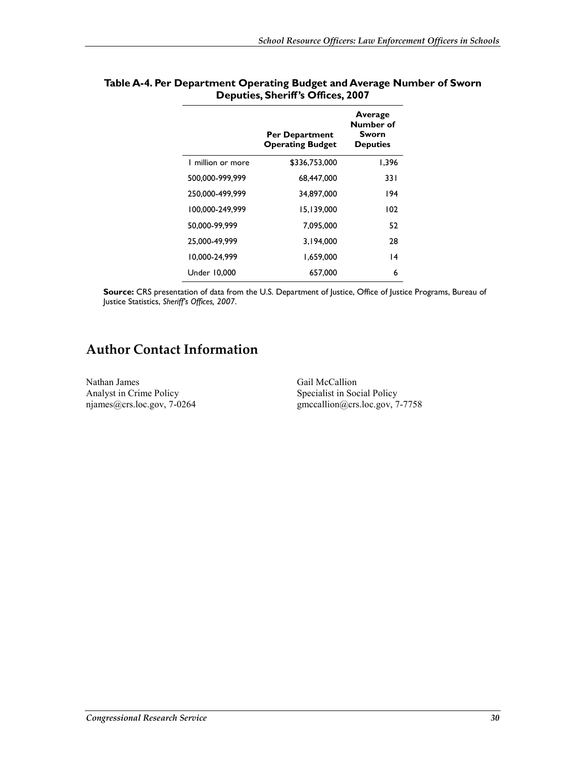**Table A-4. Per Department Operating Budget and Average Number of Sworn Deputies, Sheriff's Offices, 2007**

| | Per Department Operating Budget | Average Number of Sworn Deputies |
|---|---|---|
| 1 million or more | $336,753,000 | 1,396 |
| 500,000-999,999 | 68,447,000 | 331 |
| 250,000-499,999 | 34,897,000 | 194 |
| 100,000-249,999 | 15,139,000 | 102 |
| 50,000-99,999 | 7,095,000 | 52 |
| 25,000-49,999 | 3,194,000 | 28 |
| 10,000-24,999 | 1,659,000 | 14 |
| Under 10,000 | 657,000 | 6 |

**Source:** CRS presentation of data from the U.S. Department of Justice, Office of Justice Programs, Bureau of Justice Statistics, *Sheriff's Offices, 2007*.

## Author Contact Information

Nathan James
Analyst in Crime Policy
njames@crs.loc.gov, 7-0264

Gail McCallion
Specialist in Social Policy
gmccallion@crs.loc.gov, 7-7758